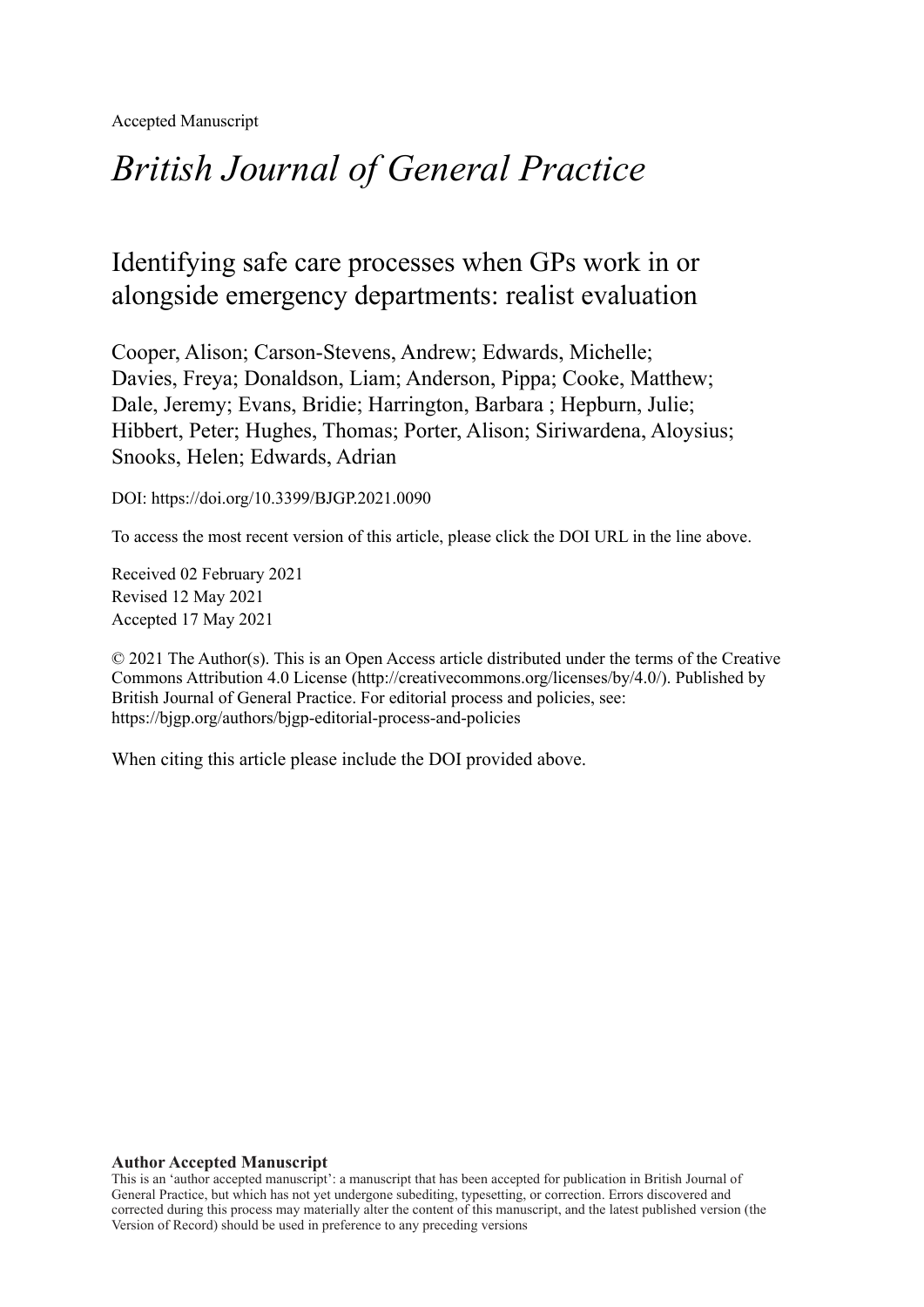Accepted Manuscript

# *British Journal of General Practice*

## Identifying safe care processes when GPs work in or alongside emergency departments: realist evaluation

Cooper, Alison; Carson-Stevens, Andrew; Edwards, Michelle; Davies, Freya; Donaldson, Liam; Anderson, Pippa; Cooke, Matthew; Dale, Jeremy; Evans, Bridie; Harrington, Barbara ; Hepburn, Julie; Hibbert, Peter; Hughes, Thomas; Porter, Alison; Siriwardena, Aloysius; Snooks, Helen; Edwards, Adrian

DOI: https://doi.org/10.3399/BJGP.2021.0090

To access the most recent version of this article, please click the DOI URL in the line above.

Received 02 February 2021
Revised 12 May 2021
Accepted 17 May 2021

© 2021 The Author(s). This is an Open Access article distributed under the terms of the Creative Commons Attribution 4.0 License (http://creativecommons.org/licenses/by/4.0/). Published by British Journal of General Practice. For editorial process and policies, see: https://bjgp.org/authors/bjgp-editorial-process-and-policies

When citing this article please include the DOI provided above.

**Author Accepted Manuscript**

This is an 'author accepted manuscript': a manuscript that has been accepted for publication in British Journal of General Practice, but which has not yet undergone subediting, typesetting, or correction. Errors discovered and corrected during this process may materially alter the content of this manuscript, and the latest published version (the Version of Record) should be used in preference to any preceding versions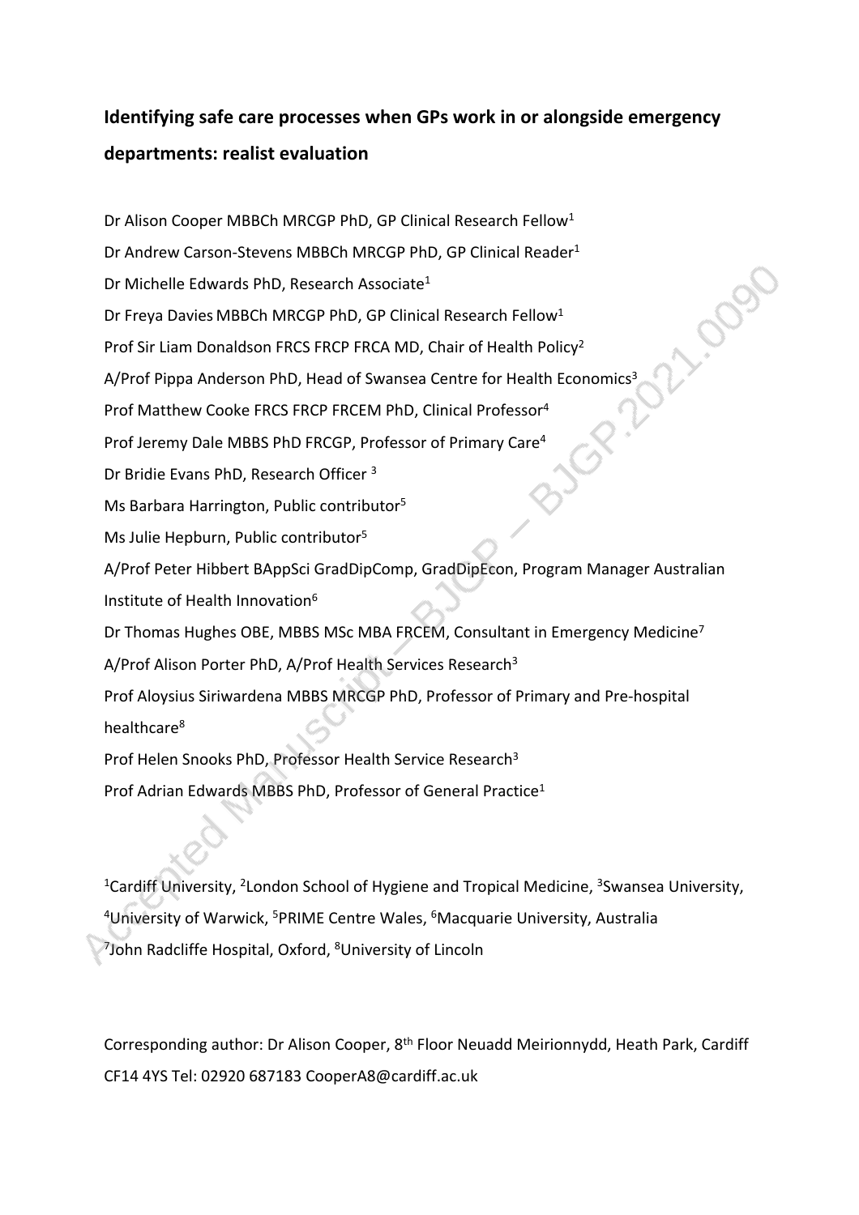# Identifying safe care processes when GPs work in or alongside emergency departments: realist evaluation

Dr Alison Cooper MBBCh MRCGP PhD, GP Clinical Research Fellow[1]

Dr Andrew Carson-Stevens MBBCh MRCGP PhD, GP Clinical Reader[1]

Dr Michelle Edwards PhD, Research Associate[1]

Dr Freya Davies MBBCh MRCGP PhD, GP Clinical Research Fellow[1]

Prof Sir Liam Donaldson FRCS FRCP FRCA MD, Chair of Health Policy[2]

A/Prof Pippa Anderson PhD, Head of Swansea Centre for Health Economics[3]

Prof Matthew Cooke FRCS FRCP FRCEM PhD, Clinical Professor[4]

Prof Jeremy Dale MBBS PhD FRCGP, Professor of Primary Care[4]

Dr Bridie Evans PhD, Research Officer [3]

Ms Barbara Harrington, Public contributor[5]

Ms Julie Hepburn, Public contributor[5]

A/Prof Peter Hibbert BAppSci GradDipComp, GradDipEcon, Program Manager Australian Institute of Health Innovation[6]

Dr Thomas Hughes OBE, MBBS MSc MBA FRCEM, Consultant in Emergency Medicine[7]

A/Prof Alison Porter PhD, A/Prof Health Services Research[3]

Prof Aloysius Siriwardena MBBS MRCGP PhD, Professor of Primary and Pre-hospital healthcare[8]

Prof Helen Snooks PhD, Professor Health Service Research[3]

Prof Adrian Edwards MBBS PhD, Professor of General Practice[1]

[1]Cardiff University, [2]London School of Hygiene and Tropical Medicine, [3]Swansea University, [4]University of Warwick, [5]PRIME Centre Wales, [6]Macquarie University, Australia [7]John Radcliffe Hospital, Oxford, [8]University of Lincoln

Corresponding author: Dr Alison Cooper, 8th Floor Neuadd Meirionnydd, Heath Park, Cardiff CF14 4YS Tel: 02920 687183 CooperA8@cardiff.ac.uk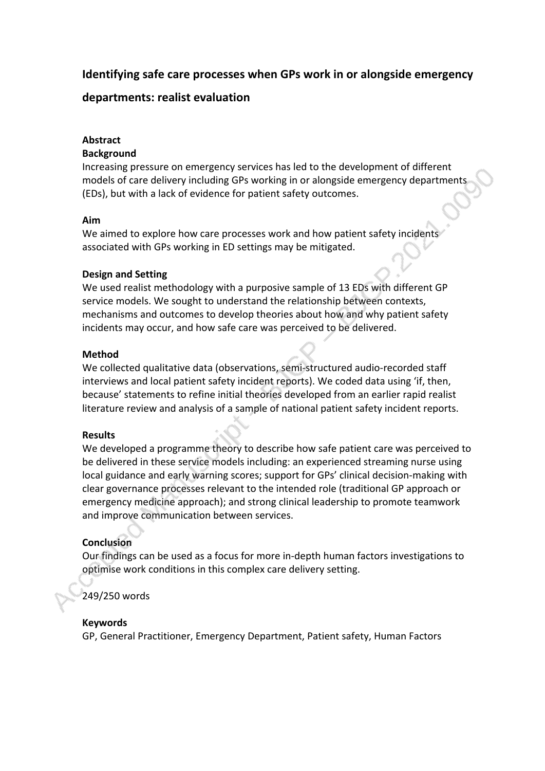# Identifying safe care processes when GPs work in or alongside emergency departments: realist evaluation

## Abstract

### Background

Increasing pressure on emergency services has led to the development of different models of care delivery including GPs working in or alongside emergency departments (EDs), but with a lack of evidence for patient safety outcomes.

### Aim

We aimed to explore how care processes work and how patient safety incidents associated with GPs working in ED settings may be mitigated.

### Design and Setting

We used realist methodology with a purposive sample of 13 EDs with different GP service models. We sought to understand the relationship between contexts, mechanisms and outcomes to develop theories about how and why patient safety incidents may occur, and how safe care was perceived to be delivered.

### Method

We collected qualitative data (observations, semi-structured audio-recorded staff interviews and local patient safety incident reports). We coded data using 'if, then, because' statements to refine initial theories developed from an earlier rapid realist literature review and analysis of a sample of national patient safety incident reports.

### Results

We developed a programme theory to describe how safe patient care was perceived to be delivered in these service models including: an experienced streaming nurse using local guidance and early warning scores; support for GPs' clinical decision-making with clear governance processes relevant to the intended role (traditional GP approach or emergency medicine approach); and strong clinical leadership to promote teamwork and improve communication between services.

### Conclusion

Our findings can be used as a focus for more in-depth human factors investigations to optimise work conditions in this complex care delivery setting.

249/250 words

### Keywords

GP, General Practitioner, Emergency Department, Patient safety, Human Factors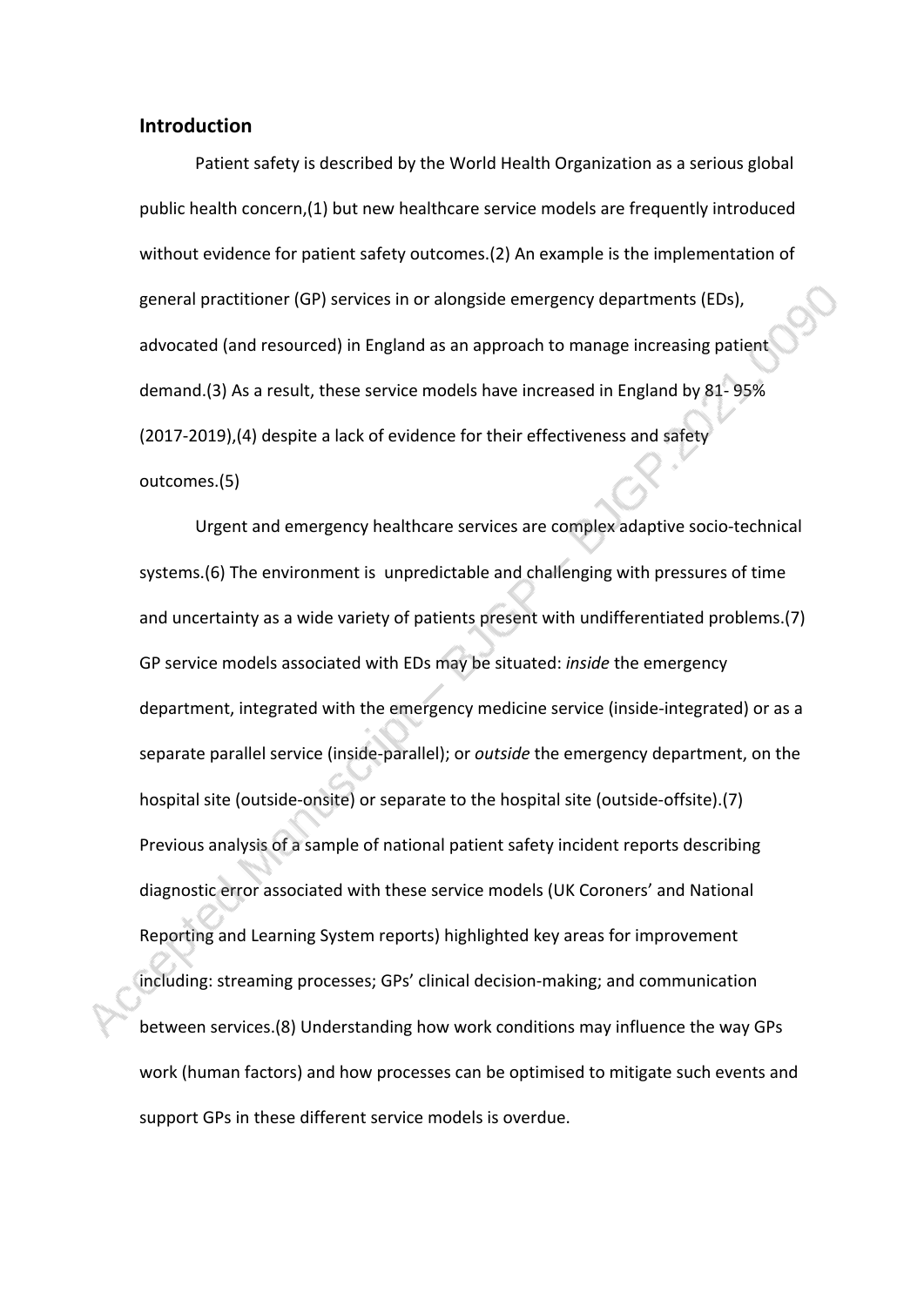## Introduction

Patient safety is described by the World Health Organization as a serious global public health concern,(1) but new healthcare service models are frequently introduced without evidence for patient safety outcomes.(2) An example is the implementation of general practitioner (GP) services in or alongside emergency departments (EDs), advocated (and resourced) in England as an approach to manage increasing patient demand.(3) As a result, these service models have increased in England by 81- 95% (2017-2019),(4) despite a lack of evidence for their effectiveness and safety outcomes.(5)

Urgent and emergency healthcare services are complex adaptive socio-technical systems.(6) The environment is unpredictable and challenging with pressures of time and uncertainty as a wide variety of patients present with undifferentiated problems.(7) GP service models associated with EDs may be situated: *inside* the emergency department, integrated with the emergency medicine service (inside-integrated) or as a separate parallel service (inside-parallel); or *outside* the emergency department, on the hospital site (outside-onsite) or separate to the hospital site (outside-offsite).(7) Previous analysis of a sample of national patient safety incident reports describing diagnostic error associated with these service models (UK Coroners' and National Reporting and Learning System reports) highlighted key areas for improvement including: streaming processes; GPs' clinical decision-making; and communication between services.(8) Understanding how work conditions may influence the way GPs work (human factors) and how processes can be optimised to mitigate such events and support GPs in these different service models is overdue.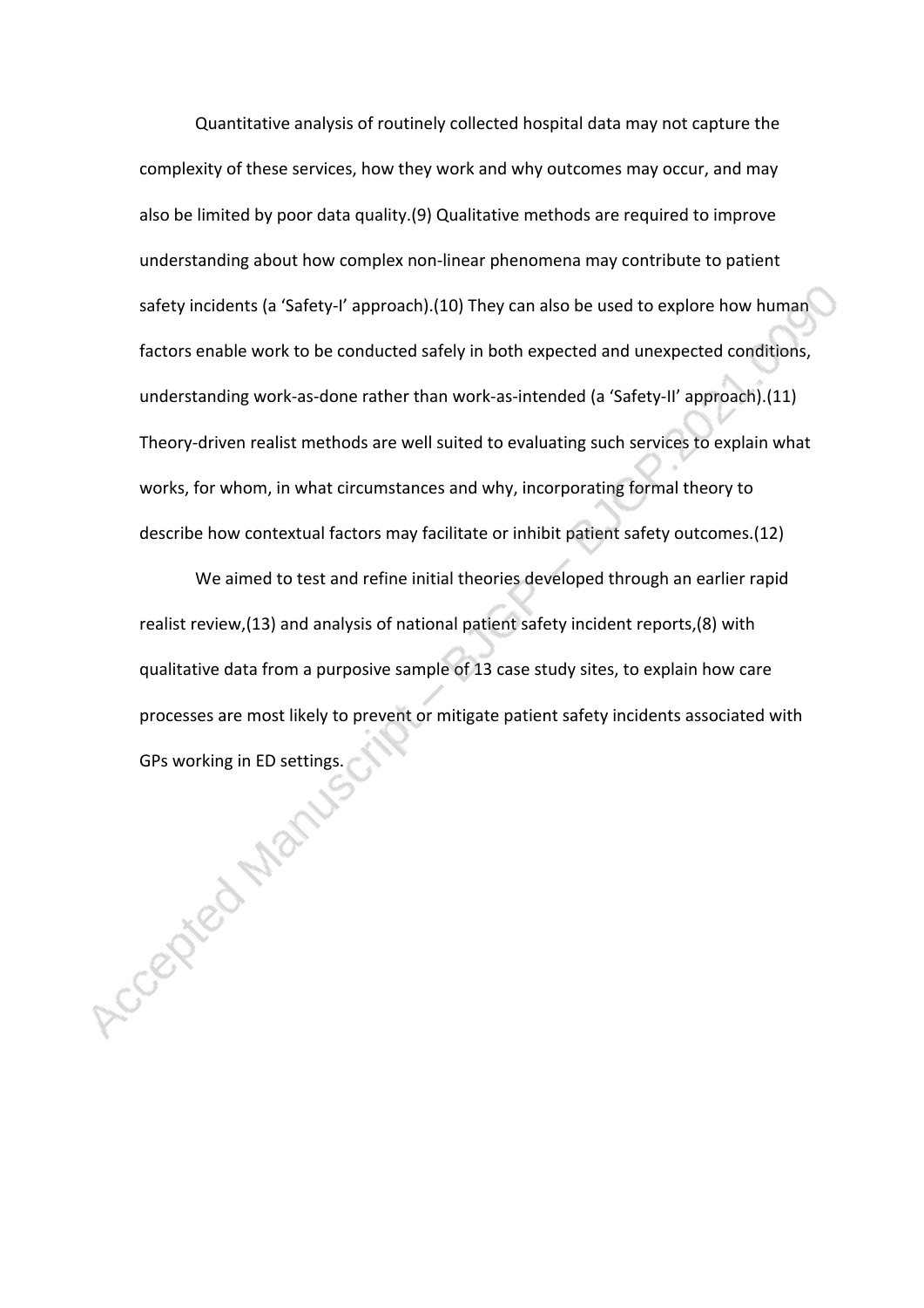Quantitative analysis of routinely collected hospital data may not capture the complexity of these services, how they work and why outcomes may occur, and may also be limited by poor data quality.(9) Qualitative methods are required to improve understanding about how complex non-linear phenomena may contribute to patient safety incidents (a 'Safety-I' approach).(10) They can also be used to explore how human factors enable work to be conducted safely in both expected and unexpected conditions, understanding work-as-done rather than work-as-intended (a 'Safety-II' approach).(11) Theory-driven realist methods are well suited to evaluating such services to explain what works, for whom, in what circumstances and why, incorporating formal theory to describe how contextual factors may facilitate or inhibit patient safety outcomes.(12)

We aimed to test and refine initial theories developed through an earlier rapid realist review,(13) and analysis of national patient safety incident reports,(8) with qualitative data from a purposive sample of 13 case study sites, to explain how care processes are most likely to prevent or mitigate patient safety incidents associated with GPs working in ED settings.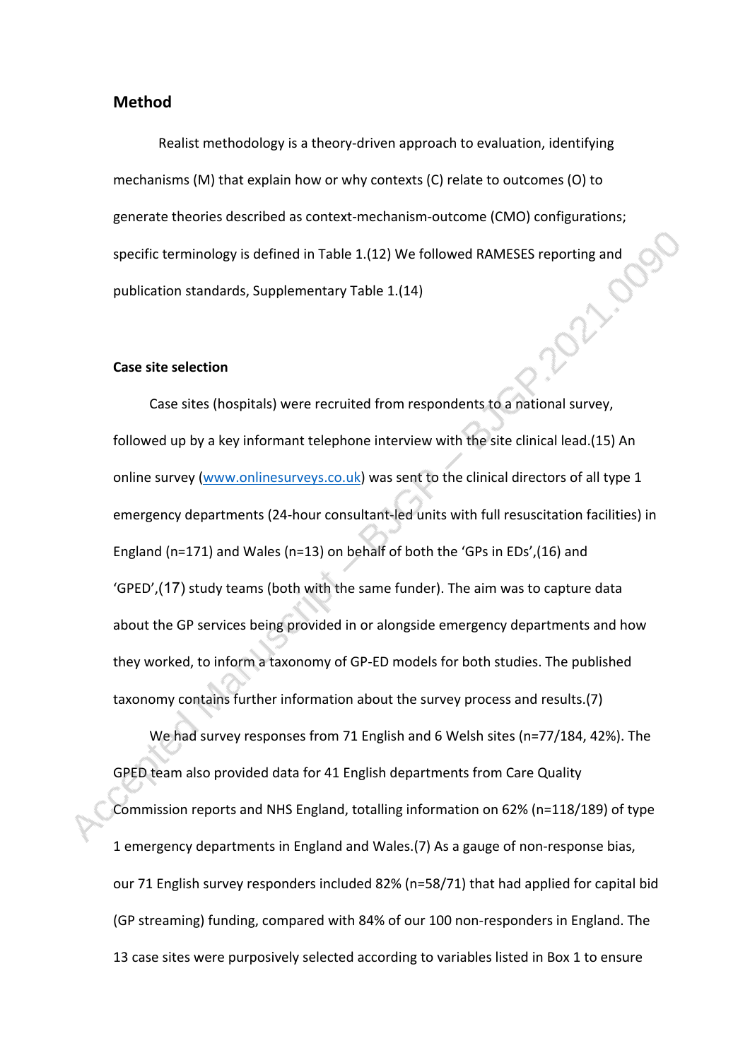## Method

Realist methodology is a theory-driven approach to evaluation, identifying mechanisms (M) that explain how or why contexts (C) relate to outcomes (O) to generate theories described as context-mechanism-outcome (CMO) configurations; specific terminology is defined in Table 1.(12) We followed RAMESES reporting and publication standards, Supplementary Table 1.(14)

### Case site selection

Case sites (hospitals) were recruited from respondents to a national survey, followed up by a key informant telephone interview with the site clinical lead.(15) An online survey (www.onlinesurveys.co.uk) was sent to the clinical directors of all type 1 emergency departments (24-hour consultant-led units with full resuscitation facilities) in England (n=171) and Wales (n=13) on behalf of both the 'GPs in EDs',(16) and 'GPED',(17) study teams (both with the same funder). The aim was to capture data about the GP services being provided in or alongside emergency departments and how they worked, to inform a taxonomy of GP-ED models for both studies. The published taxonomy contains further information about the survey process and results.(7)

We had survey responses from 71 English and 6 Welsh sites (n=77/184, 42%). The GPED team also provided data for 41 English departments from Care Quality Commission reports and NHS England, totalling information on 62% (n=118/189) of type 1 emergency departments in England and Wales.(7) As a gauge of non-response bias, our 71 English survey responders included 82% (n=58/71) that had applied for capital bid (GP streaming) funding, compared with 84% of our 100 non-responders in England. The 13 case sites were purposively selected according to variables listed in Box 1 to ensure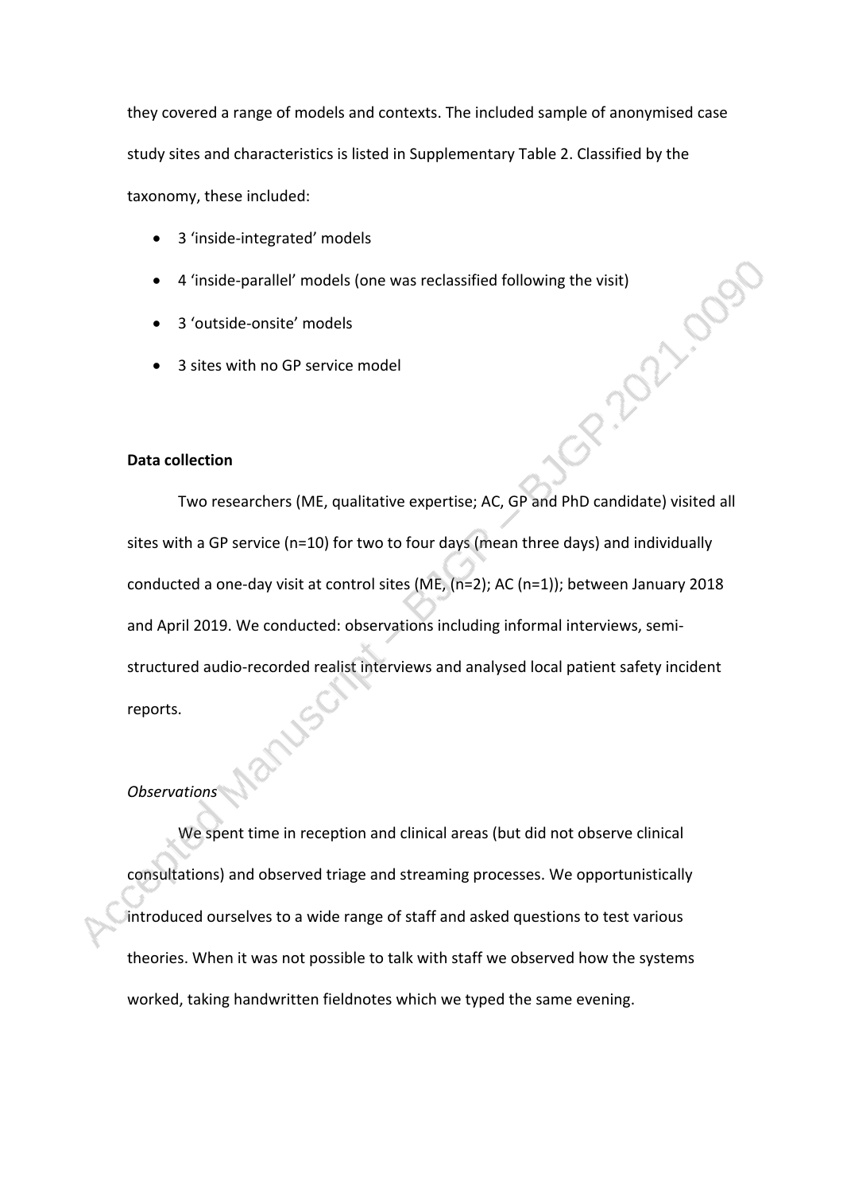they covered a range of models and contexts. The included sample of anonymised case study sites and characteristics is listed in Supplementary Table 2. Classified by the taxonomy, these included:

- 3 'inside-integrated' models
- 4 'inside-parallel' models (one was reclassified following the visit)
- 3 'outside-onsite' models
- 3 sites with no GP service model

**Data collection**

Two researchers (ME, qualitative expertise; AC, GP and PhD candidate) visited all sites with a GP service (n=10) for two to four days (mean three days) and individually conducted a one-day visit at control sites (ME, (n=2); AC (n=1)); between January 2018 and April 2019. We conducted: observations including informal interviews, semi-structured audio-recorded realist interviews and analysed local patient safety incident reports.

*Observations*

We spent time in reception and clinical areas (but did not observe clinical consultations) and observed triage and streaming processes. We opportunistically introduced ourselves to a wide range of staff and asked questions to test various theories. When it was not possible to talk with staff we observed how the systems worked, taking handwritten fieldnotes which we typed the same evening.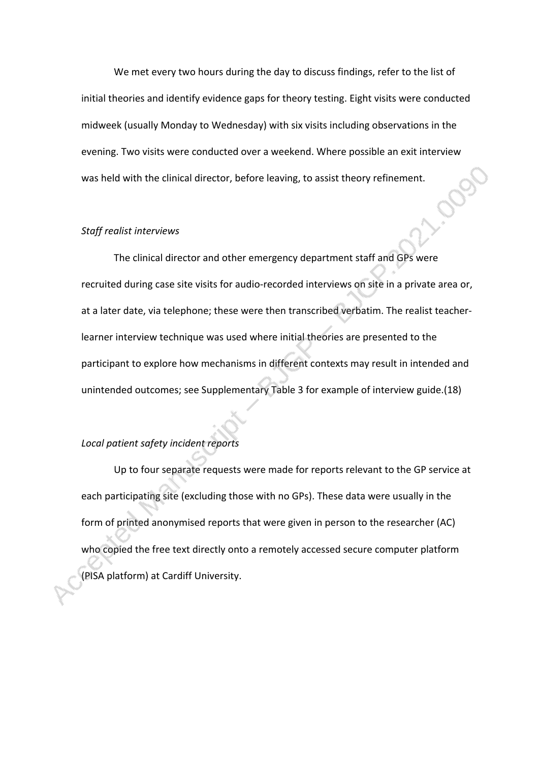We met every two hours during the day to discuss findings, refer to the list of initial theories and identify evidence gaps for theory testing. Eight visits were conducted midweek (usually Monday to Wednesday) with six visits including observations in the evening. Two visits were conducted over a weekend. Where possible an exit interview was held with the clinical director, before leaving, to assist theory refinement.

*Staff realist interviews*

The clinical director and other emergency department staff and GPs were recruited during case site visits for audio-recorded interviews on site in a private area or, at a later date, via telephone; these were then transcribed verbatim. The realist teacher-learner interview technique was used where initial theories are presented to the participant to explore how mechanisms in different contexts may result in intended and unintended outcomes; see Supplementary Table 3 for example of interview guide.(18)

*Local patient safety incident reports*

Up to four separate requests were made for reports relevant to the GP service at each participating site (excluding those with no GPs). These data were usually in the form of printed anonymised reports that were given in person to the researcher (AC) who copied the free text directly onto a remotely accessed secure computer platform (PISA platform) at Cardiff University.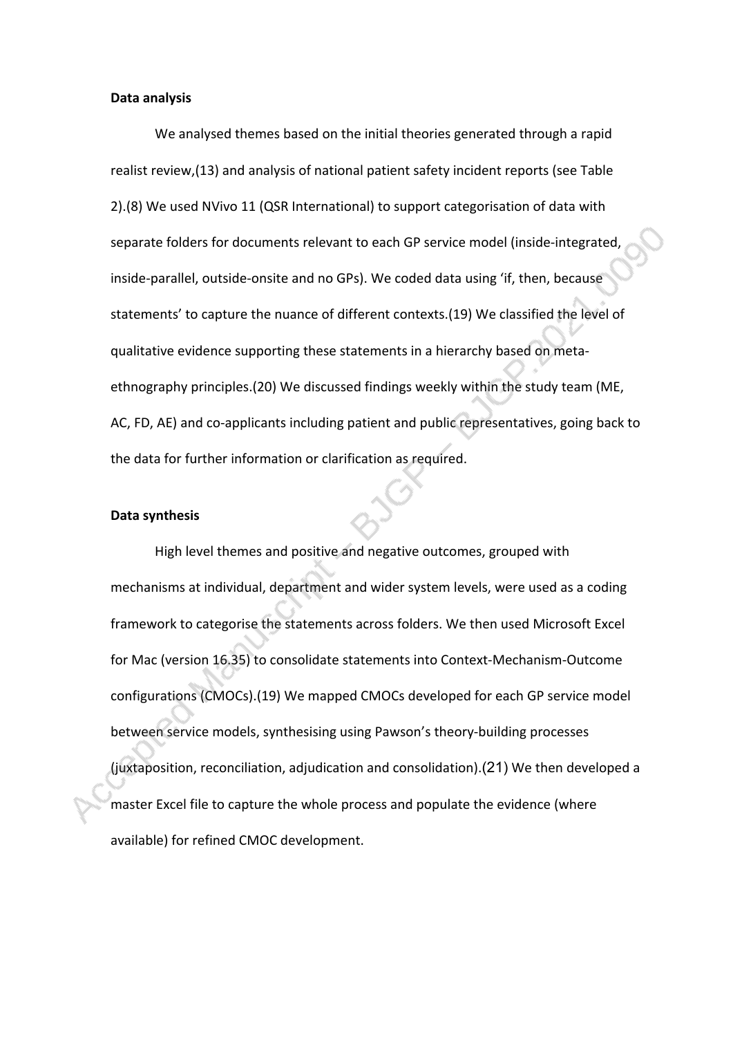**Data analysis**

We analysed themes based on the initial theories generated through a rapid realist review,(13) and analysis of national patient safety incident reports (see Table 2).(8) We used NVivo 11 (QSR International) to support categorisation of data with separate folders for documents relevant to each GP service model (inside-integrated, inside-parallel, outside-onsite and no GPs). We coded data using 'if, then, because statements' to capture the nuance of different contexts.(19) We classified the level of qualitative evidence supporting these statements in a hierarchy based on meta-ethnography principles.(20) We discussed findings weekly within the study team (ME, AC, FD, AE) and co-applicants including patient and public representatives, going back to the data for further information or clarification as required.

**Data synthesis**

High level themes and positive and negative outcomes, grouped with mechanisms at individual, department and wider system levels, were used as a coding framework to categorise the statements across folders. We then used Microsoft Excel for Mac (version 16.35) to consolidate statements into Context-Mechanism-Outcome configurations (CMOCs).(19) We mapped CMOCs developed for each GP service model between service models, synthesising using Pawson's theory-building processes (juxtaposition, reconciliation, adjudication and consolidation).(21) We then developed a master Excel file to capture the whole process and populate the evidence (where available) for refined CMOC development.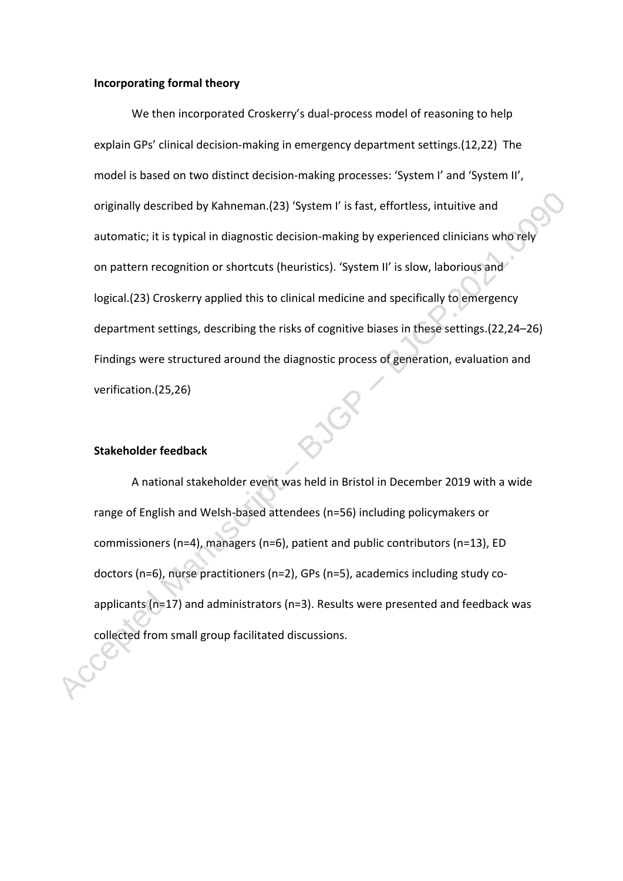**Incorporating formal theory**

We then incorporated Croskerry's dual-process model of reasoning to help explain GPs' clinical decision-making in emergency department settings.(12,22) The model is based on two distinct decision-making processes: 'System I' and 'System II', originally described by Kahneman.(23) 'System I' is fast, effortless, intuitive and automatic; it is typical in diagnostic decision-making by experienced clinicians who rely on pattern recognition or shortcuts (heuristics). 'System II' is slow, laborious and logical.(23) Croskerry applied this to clinical medicine and specifically to emergency department settings, describing the risks of cognitive biases in these settings.(22,24–26) Findings were structured around the diagnostic process of generation, evaluation and verification.(25,26)

**Stakeholder feedback**

A national stakeholder event was held in Bristol in December 2019 with a wide range of English and Welsh-based attendees (n=56) including policymakers or commissioners (n=4), managers (n=6), patient and public contributors (n=13), ED doctors (n=6), nurse practitioners (n=2), GPs (n=5), academics including study co-applicants (n=17) and administrators (n=3). Results were presented and feedback was collected from small group facilitated discussions.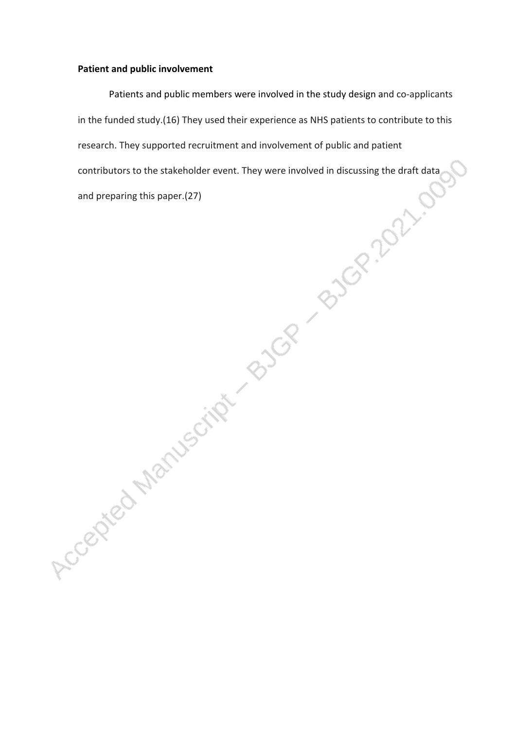**Patient and public involvement**

Patients and public members were involved in the study design and co-applicants in the funded study.(16) They used their experience as NHS patients to contribute to this research. They supported recruitment and involvement of public and patient contributors to the stakeholder event. They were involved in discussing the draft data and preparing this paper.(27)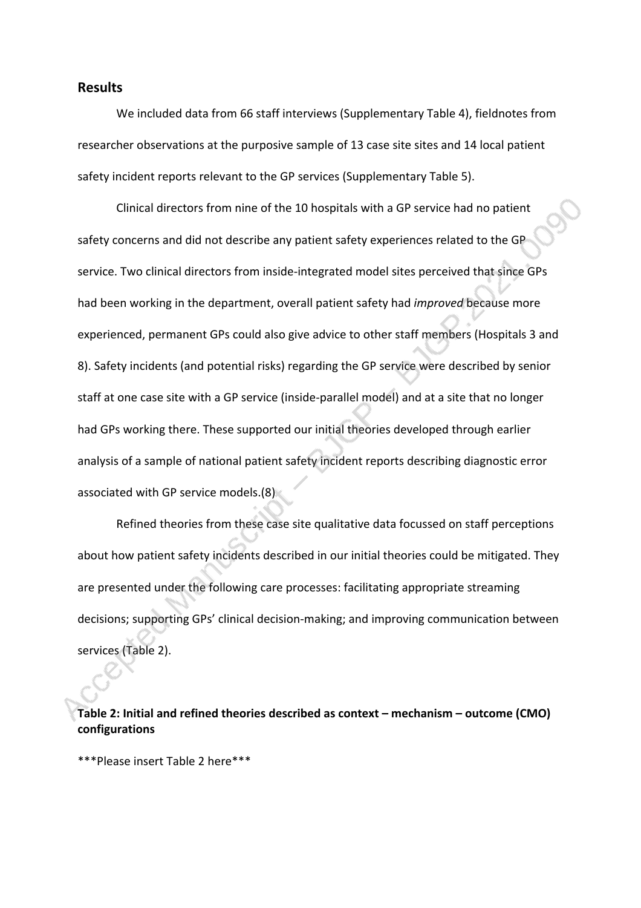## Results

We included data from 66 staff interviews (Supplementary Table 4), fieldnotes from researcher observations at the purposive sample of 13 case site sites and 14 local patient safety incident reports relevant to the GP services (Supplementary Table 5).

Clinical directors from nine of the 10 hospitals with a GP service had no patient safety concerns and did not describe any patient safety experiences related to the GP service. Two clinical directors from inside-integrated model sites perceived that since GPs had been working in the department, overall patient safety had *improved* because more experienced, permanent GPs could also give advice to other staff members (Hospitals 3 and 8). Safety incidents (and potential risks) regarding the GP service were described by senior staff at one case site with a GP service (inside-parallel model) and at a site that no longer had GPs working there. These supported our initial theories developed through earlier analysis of a sample of national patient safety incident reports describing diagnostic error associated with GP service models.(8)

Refined theories from these case site qualitative data focussed on staff perceptions about how patient safety incidents described in our initial theories could be mitigated. They are presented under the following care processes: facilitating appropriate streaming decisions; supporting GPs' clinical decision-making; and improving communication between services (Table 2).

**Table 2: Initial and refined theories described as context – mechanism – outcome (CMO) configurations**

***Please insert Table 2 here***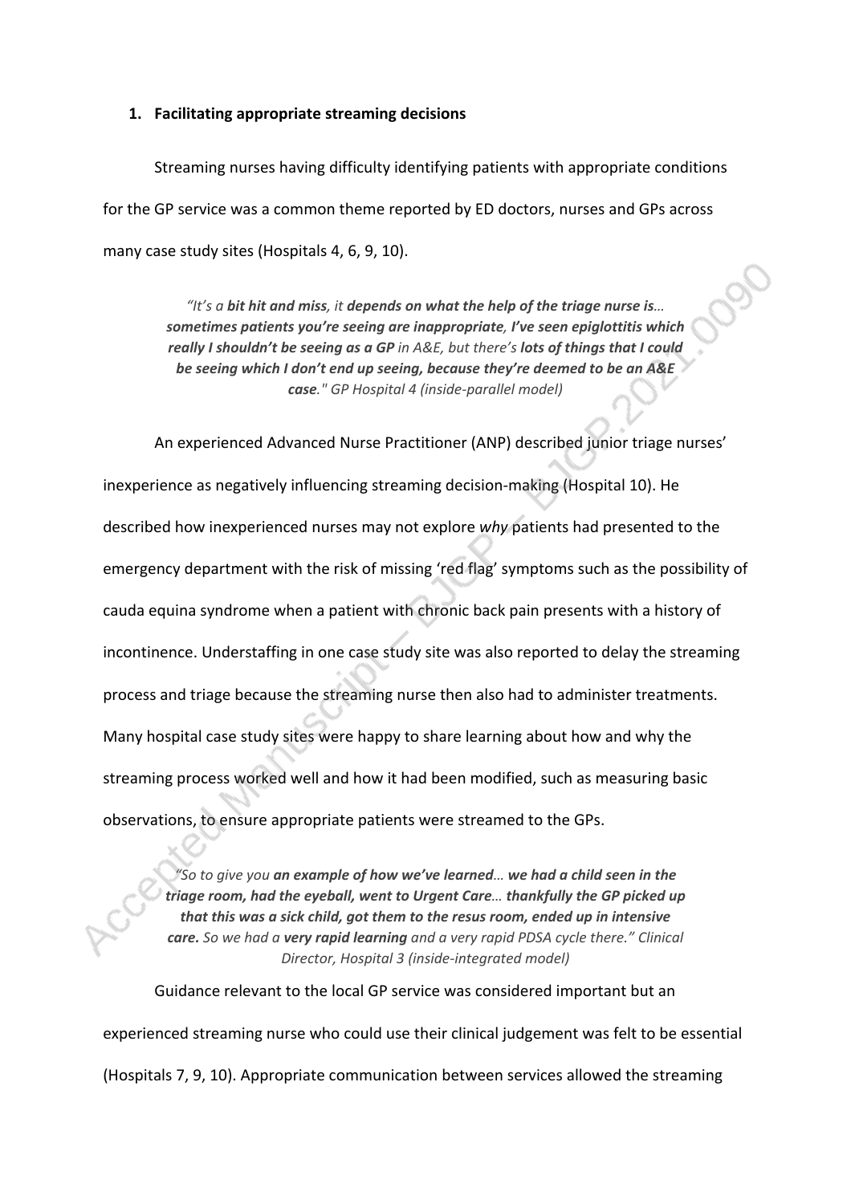**1. Facilitating appropriate streaming decisions**

Streaming nurses having difficulty identifying patients with appropriate conditions for the GP service was a common theme reported by ED doctors, nurses and GPs across many case study sites (Hospitals 4, 6, 9, 10).

> *"It's a **bit hit and miss**, it **depends on what the help of the triage nurse is**… **sometimes patients you're seeing are inappropriate**, **I've seen epiglottitis which really I shouldn't be seeing as a GP** in A&E, but there's **lots of things that I could be seeing which I don't end up seeing, because they're deemed to be an A&E case**." GP Hospital 4 (inside-parallel model)*

An experienced Advanced Nurse Practitioner (ANP) described junior triage nurses' inexperience as negatively influencing streaming decision-making (Hospital 10). He described how inexperienced nurses may not explore *why* patients had presented to the emergency department with the risk of missing 'red flag' symptoms such as the possibility of cauda equina syndrome when a patient with chronic back pain presents with a history of incontinence. Understaffing in one case study site was also reported to delay the streaming process and triage because the streaming nurse then also had to administer treatments. Many hospital case study sites were happy to share learning about how and why the streaming process worked well and how it had been modified, such as measuring basic observations, to ensure appropriate patients were streamed to the GPs.

> *"So to give you **an example of how we've learned**… **we had a child seen in the triage room, had the eyeball, went to Urgent Care**… **thankfully the GP picked up that this was a sick child, got them to the resus room, ended up in intensive care.** So we had a **very rapid learning** and a very rapid PDSA cycle there." Clinical Director, Hospital 3 (inside-integrated model)*

Guidance relevant to the local GP service was considered important but an experienced streaming nurse who could use their clinical judgement was felt to be essential (Hospitals 7, 9, 10). Appropriate communication between services allowed the streaming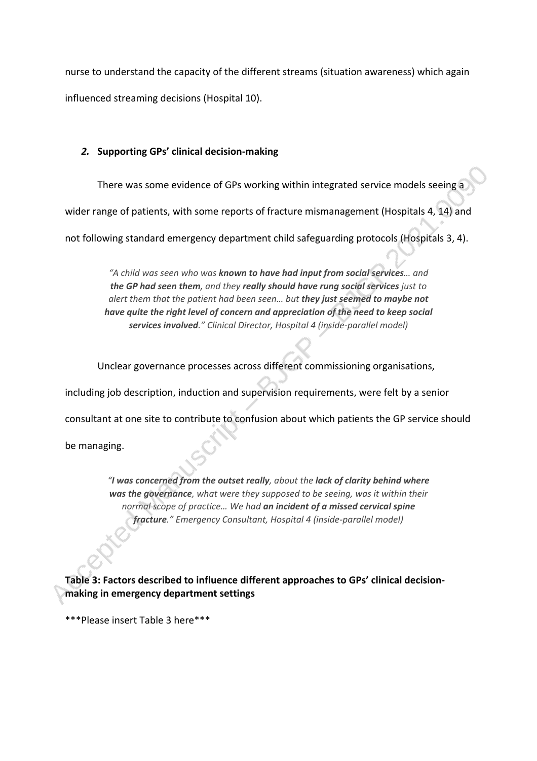nurse to understand the capacity of the different streams (situation awareness) which again influenced streaming decisions (Hospital 10).

### *2.* Supporting GPs' clinical decision-making

There was some evidence of GPs working within integrated service models seeing a wider range of patients, with some reports of fracture mismanagement (Hospitals 4, 14) and not following standard emergency department child safeguarding protocols (Hospitals 3, 4).

> *"A child was seen who was* ***known to have had input from social services****… and* ***the GP had seen them****, and they* ***really should have rung social services*** *just to alert them that the patient had been seen… but* ***they just seemed to maybe not have quite the right level of concern and appreciation of the need to keep social services involved****." Clinical Director, Hospital 4 (inside-parallel model)*

Unclear governance processes across different commissioning organisations, including job description, induction and supervision requirements, were felt by a senior consultant at one site to contribute to confusion about which patients the GP service should be managing.

> *"****I was concerned from the outset really****, about the* ***lack of clarity behind where was the governance****, what were they supposed to be seeing, was it within their normal scope of practice… We had* ***an incident of a missed cervical spine fracture****." Emergency Consultant, Hospital 4 (inside-parallel model)*

**Table 3: Factors described to influence different approaches to GPs' clinical decision-making in emergency department settings**

\*\*\*Please insert Table 3 here\*\*\*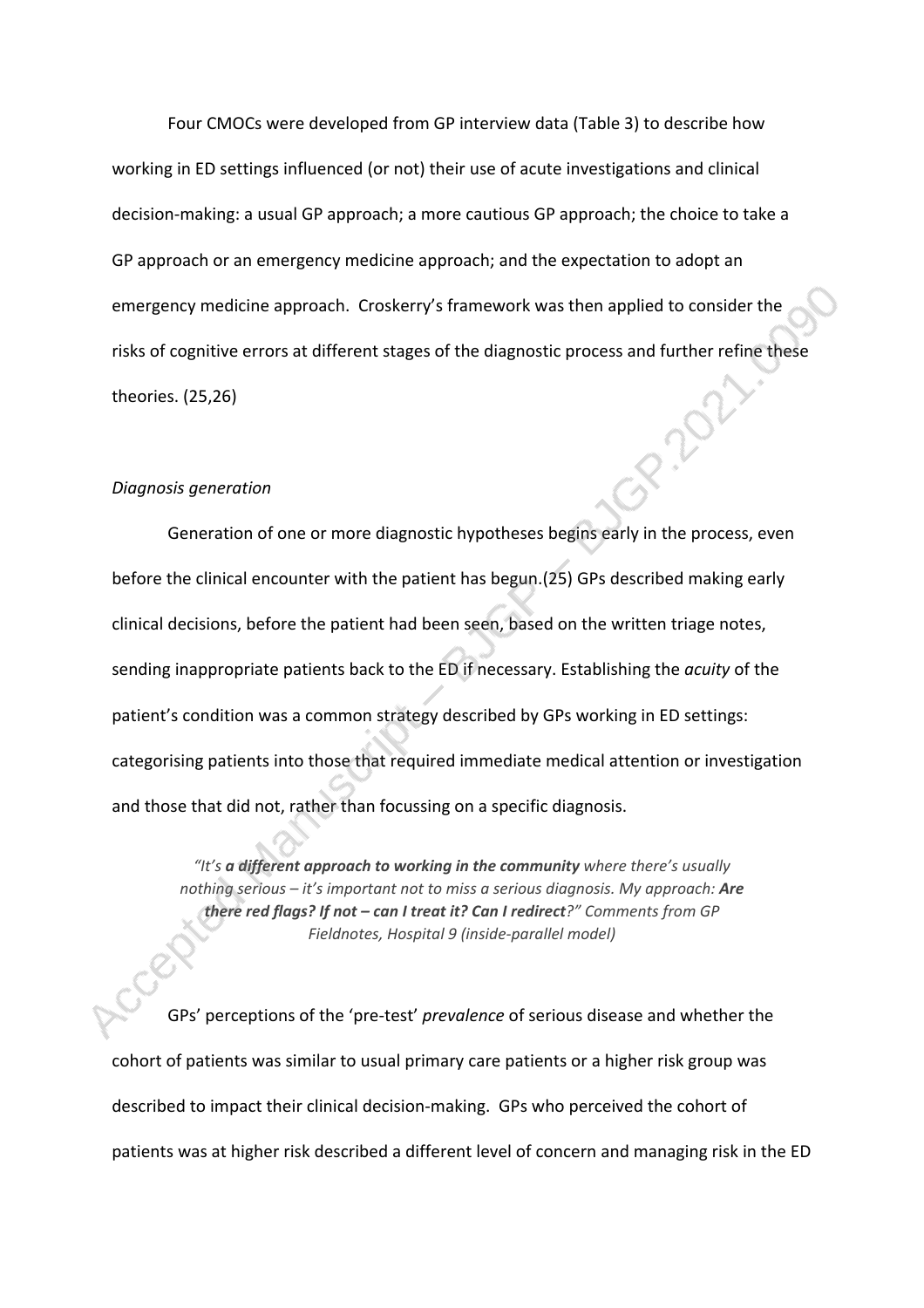Four CMOCs were developed from GP interview data (Table 3) to describe how working in ED settings influenced (or not) their use of acute investigations and clinical decision-making: a usual GP approach; a more cautious GP approach; the choice to take a GP approach or an emergency medicine approach; and the expectation to adopt an emergency medicine approach. Croskerry's framework was then applied to consider the risks of cognitive errors at different stages of the diagnostic process and further refine these theories. (25,26)

*Diagnosis generation*

Generation of one or more diagnostic hypotheses begins early in the process, even before the clinical encounter with the patient has begun.(25) GPs described making early clinical decisions, before the patient had been seen, based on the written triage notes, sending inappropriate patients back to the ED if necessary. Establishing the *acuity* of the patient's condition was a common strategy described by GPs working in ED settings: categorising patients into those that required immediate medical attention or investigation and those that did not, rather than focussing on a specific diagnosis.

> *"It's* ***a different approach to working in the community*** *where there's usually nothing serious – it's important not to miss a serious diagnosis. My approach:* ***Are there red flags? If not – can I treat it? Can I redirect****?" Comments from GP Fieldnotes, Hospital 9 (inside-parallel model)*

GPs' perceptions of the 'pre-test' *prevalence* of serious disease and whether the cohort of patients was similar to usual primary care patients or a higher risk group was described to impact their clinical decision-making. GPs who perceived the cohort of patients was at higher risk described a different level of concern and managing risk in the ED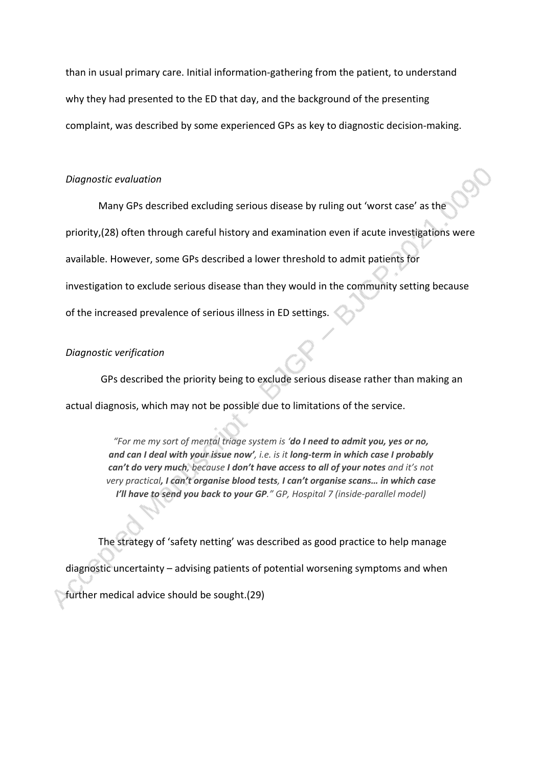than in usual primary care. Initial information-gathering from the patient, to understand why they had presented to the ED that day, and the background of the presenting complaint, was described by some experienced GPs as key to diagnostic decision-making.

*Diagnostic evaluation*

Many GPs described excluding serious disease by ruling out 'worst case' as the priority,(28) often through careful history and examination even if acute investigations were available. However, some GPs described a lower threshold to admit patients for investigation to exclude serious disease than they would in the community setting because of the increased prevalence of serious illness in ED settings.

*Diagnostic verification*

GPs described the priority being to exclude serious disease rather than making an actual diagnosis, which may not be possible due to limitations of the service.

> *"For me my sort of mental triage system is '**do I need to admit you, yes or no, and can I deal with your issue now'**, i.e. is it **long-term in which case I probably can't do very much**, because **I don't have access to all of your notes** and it's not very practical**, I can't organise blood tests, I can't organise scans… in which case I'll have to send you back to your GP**." GP, Hospital 7 (inside-parallel model)*

The strategy of 'safety netting' was described as good practice to help manage diagnostic uncertainty – advising patients of potential worsening symptoms and when further medical advice should be sought.(29)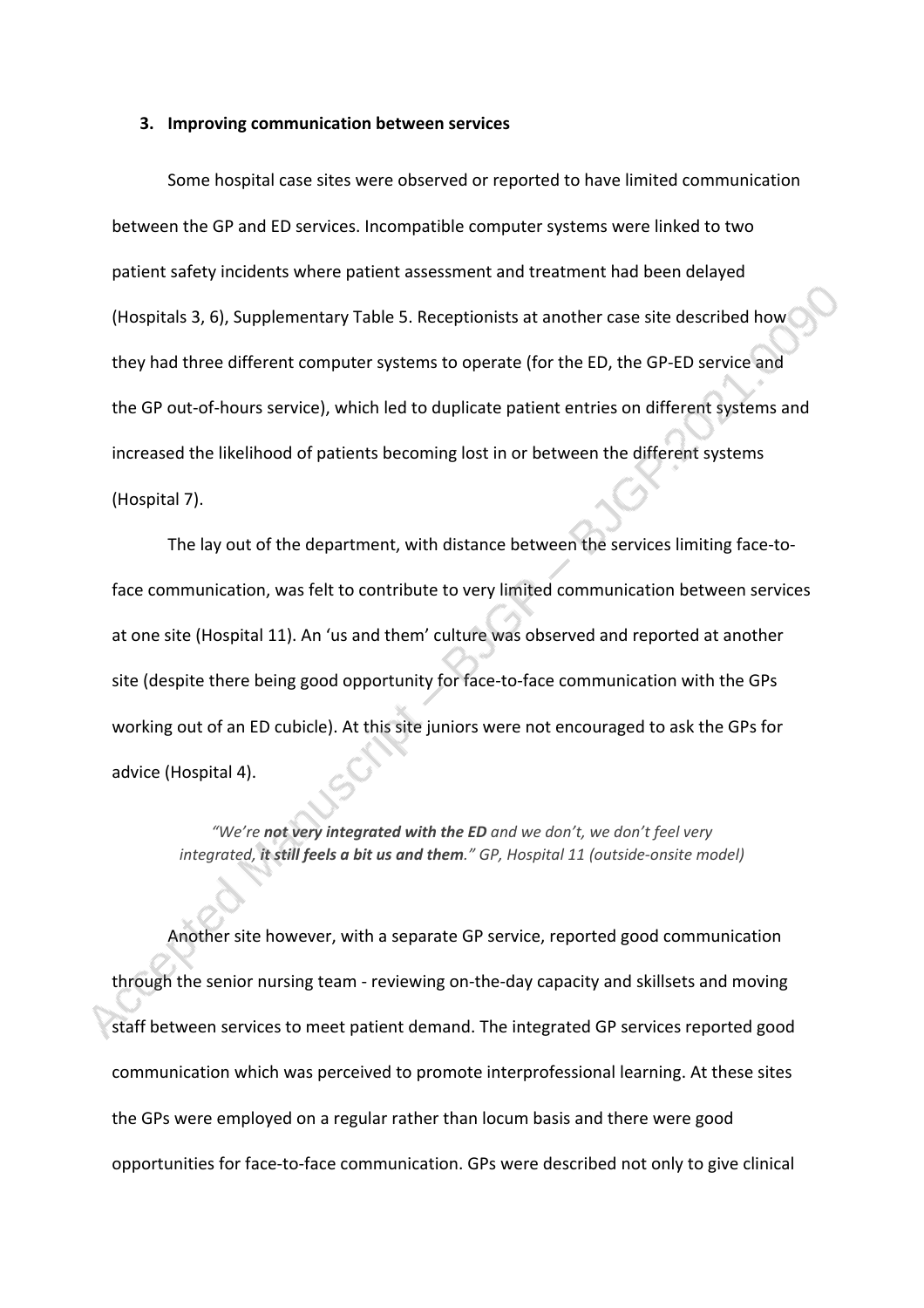### 3. Improving communication between services

Some hospital case sites were observed or reported to have limited communication between the GP and ED services. Incompatible computer systems were linked to two patient safety incidents where patient assessment and treatment had been delayed (Hospitals 3, 6), Supplementary Table 5. Receptionists at another case site described how they had three different computer systems to operate (for the ED, the GP-ED service and the GP out-of-hours service), which led to duplicate patient entries on different systems and increased the likelihood of patients becoming lost in or between the different systems (Hospital 7).

The lay out of the department, with distance between the services limiting face-to-face communication, was felt to contribute to very limited communication between services at one site (Hospital 11). An 'us and them' culture was observed and reported at another site (despite there being good opportunity for face-to-face communication with the GPs working out of an ED cubicle). At this site juniors were not encouraged to ask the GPs for advice (Hospital 4).

> *"We're **not very integrated with the ED** and we don't, we don't feel very integrated, **it still feels a bit us and them**." GP, Hospital 11 (outside-onsite model)*

Another site however, with a separate GP service, reported good communication through the senior nursing team - reviewing on-the-day capacity and skillsets and moving staff between services to meet patient demand. The integrated GP services reported good communication which was perceived to promote interprofessional learning. At these sites the GPs were employed on a regular rather than locum basis and there were good opportunities for face-to-face communication. GPs were described not only to give clinical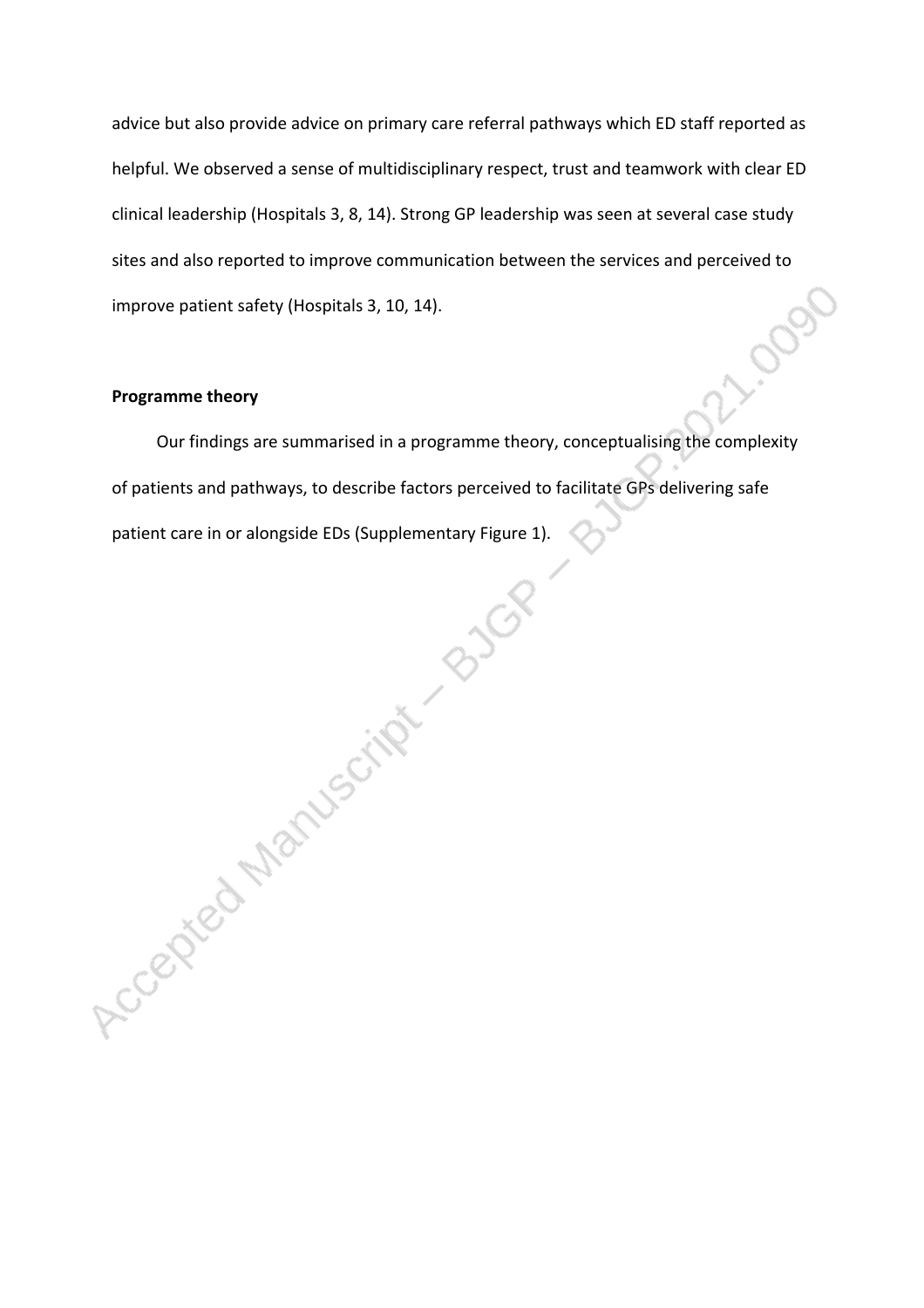advice but also provide advice on primary care referral pathways which ED staff reported as helpful. We observed a sense of multidisciplinary respect, trust and teamwork with clear ED clinical leadership (Hospitals 3, 8, 14). Strong GP leadership was seen at several case study sites and also reported to improve communication between the services and perceived to improve patient safety (Hospitals 3, 10, 14).

**Programme theory**

Our findings are summarised in a programme theory, conceptualising the complexity of patients and pathways, to describe factors perceived to facilitate GPs delivering safe patient care in or alongside EDs (Supplementary Figure 1).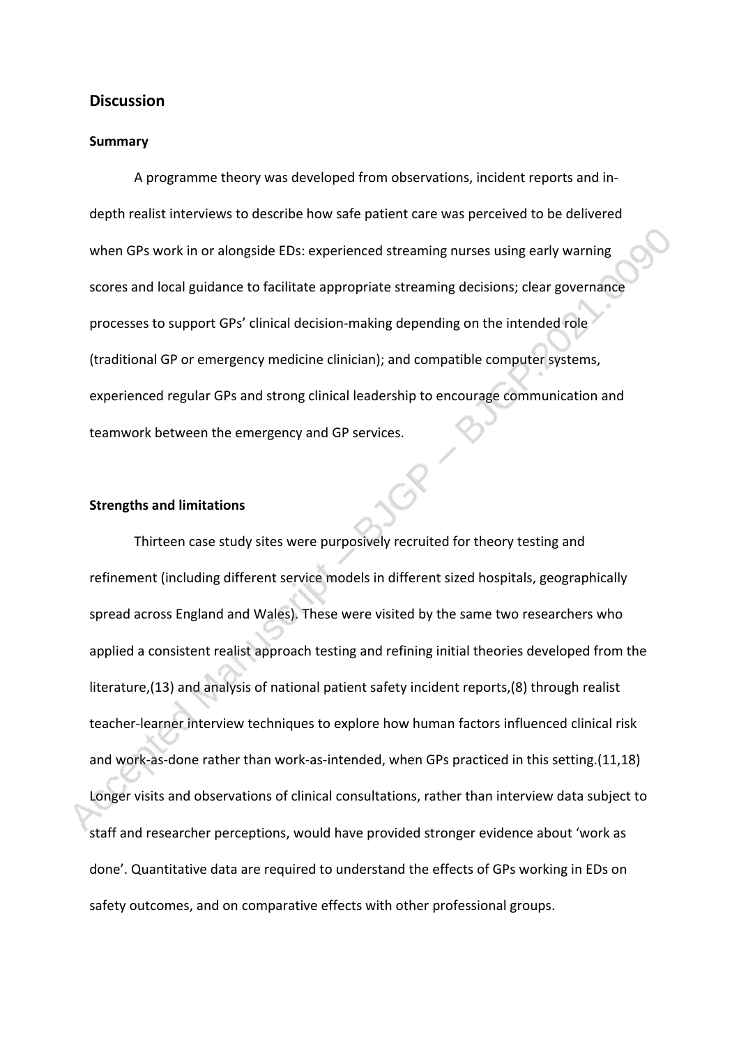## Discussion

### Summary

A programme theory was developed from observations, incident reports and in-depth realist interviews to describe how safe patient care was perceived to be delivered when GPs work in or alongside EDs: experienced streaming nurses using early warning scores and local guidance to facilitate appropriate streaming decisions; clear governance processes to support GPs' clinical decision-making depending on the intended role (traditional GP or emergency medicine clinician); and compatible computer systems, experienced regular GPs and strong clinical leadership to encourage communication and teamwork between the emergency and GP services.

### Strengths and limitations

Thirteen case study sites were purposively recruited for theory testing and refinement (including different service models in different sized hospitals, geographically spread across England and Wales). These were visited by the same two researchers who applied a consistent realist approach testing and refining initial theories developed from the literature,(13) and analysis of national patient safety incident reports,(8) through realist teacher-learner interview techniques to explore how human factors influenced clinical risk and work-as-done rather than work-as-intended, when GPs practiced in this setting.(11,18) Longer visits and observations of clinical consultations, rather than interview data subject to staff and researcher perceptions, would have provided stronger evidence about 'work as done'. Quantitative data are required to understand the effects of GPs working in EDs on safety outcomes, and on comparative effects with other professional groups.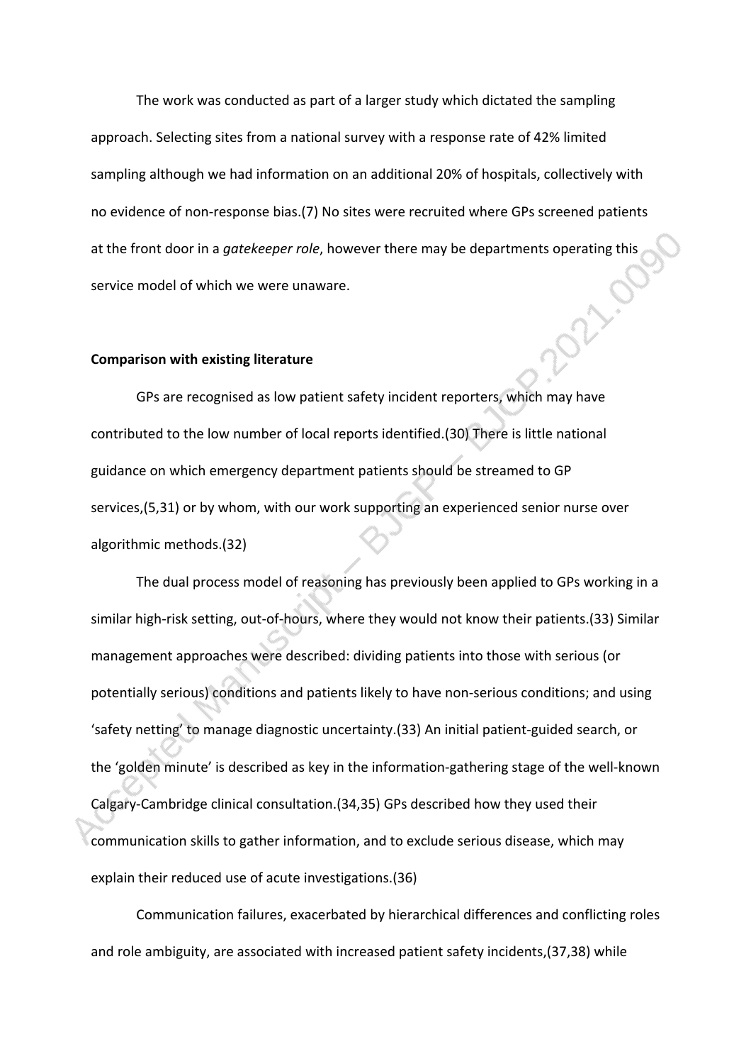The work was conducted as part of a larger study which dictated the sampling approach. Selecting sites from a national survey with a response rate of 42% limited sampling although we had information on an additional 20% of hospitals, collectively with no evidence of non-response bias.(7) No sites were recruited where GPs screened patients at the front door in a *gatekeeper role*, however there may be departments operating this service model of which we were unaware.

**Comparison with existing literature**

GPs are recognised as low patient safety incident reporters, which may have contributed to the low number of local reports identified.(30) There is little national guidance on which emergency department patients should be streamed to GP services,(5,31) or by whom, with our work supporting an experienced senior nurse over algorithmic methods.(32)

The dual process model of reasoning has previously been applied to GPs working in a similar high-risk setting, out-of-hours, where they would not know their patients.(33) Similar management approaches were described: dividing patients into those with serious (or potentially serious) conditions and patients likely to have non-serious conditions; and using 'safety netting' to manage diagnostic uncertainty.(33) An initial patient-guided search, or the 'golden minute' is described as key in the information-gathering stage of the well-known Calgary-Cambridge clinical consultation.(34,35) GPs described how they used their communication skills to gather information, and to exclude serious disease, which may explain their reduced use of acute investigations.(36)

Communication failures, exacerbated by hierarchical differences and conflicting roles and role ambiguity, are associated with increased patient safety incidents,(37,38) while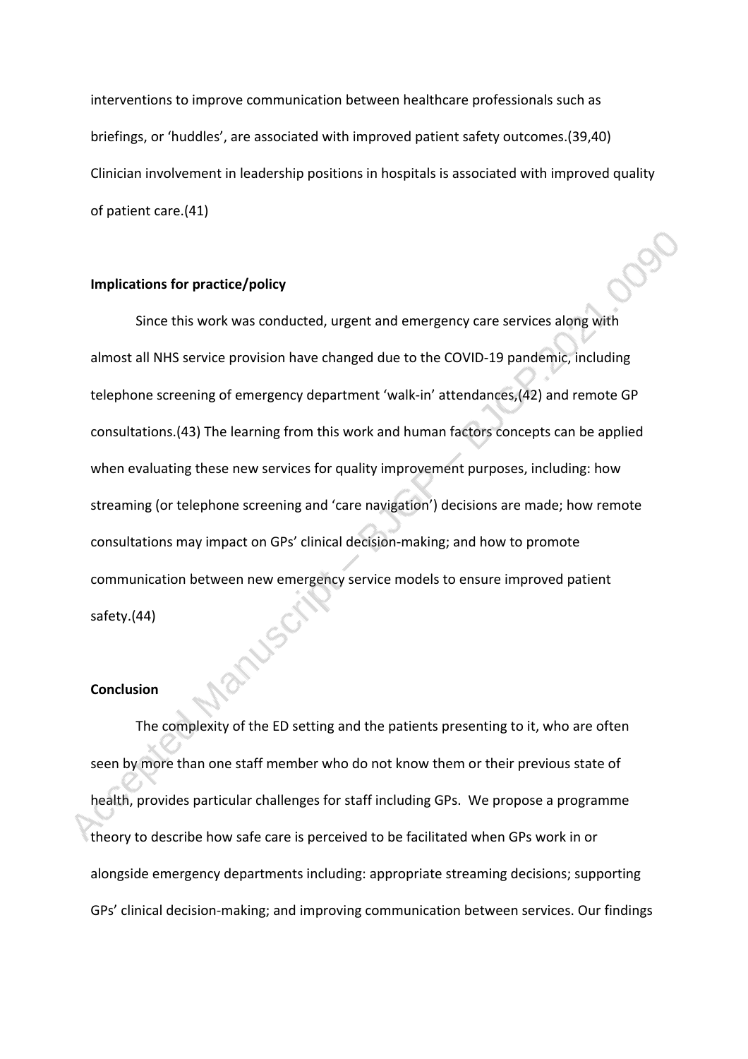interventions to improve communication between healthcare professionals such as briefings, or 'huddles', are associated with improved patient safety outcomes.(39,40) Clinician involvement in leadership positions in hospitals is associated with improved quality of patient care.(41)

**Implications for practice/policy**

Since this work was conducted, urgent and emergency care services along with almost all NHS service provision have changed due to the COVID-19 pandemic, including telephone screening of emergency department 'walk-in' attendances,(42) and remote GP consultations.(43) The learning from this work and human factors concepts can be applied when evaluating these new services for quality improvement purposes, including: how streaming (or telephone screening and 'care navigation') decisions are made; how remote consultations may impact on GPs' clinical decision-making; and how to promote communication between new emergency service models to ensure improved patient safety.(44)

**Conclusion**

The complexity of the ED setting and the patients presenting to it, who are often seen by more than one staff member who do not know them or their previous state of health, provides particular challenges for staff including GPs. We propose a programme theory to describe how safe care is perceived to be facilitated when GPs work in or alongside emergency departments including: appropriate streaming decisions; supporting GPs' clinical decision-making; and improving communication between services. Our findings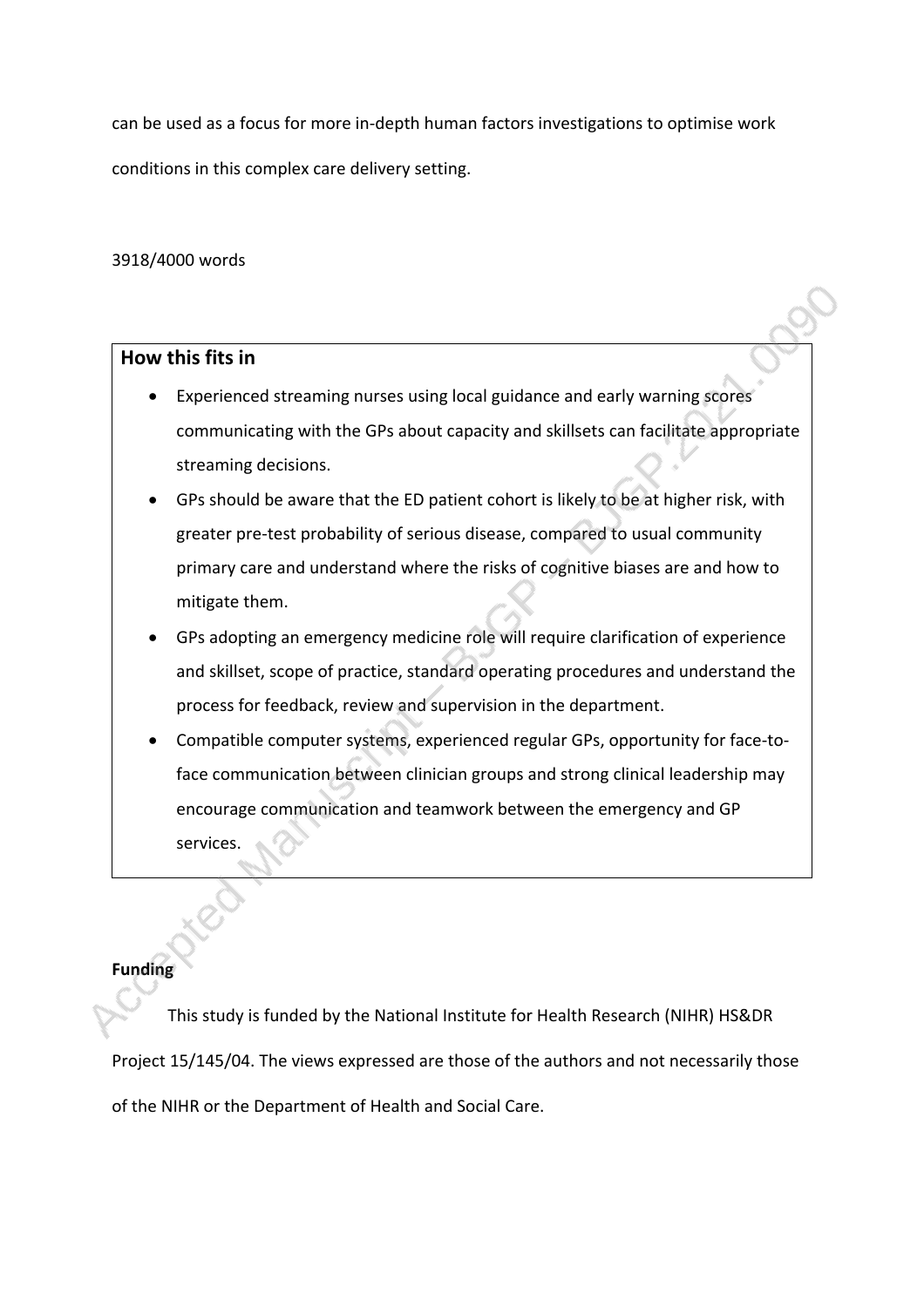can be used as a focus for more in-depth human factors investigations to optimise work conditions in this complex care delivery setting.

3918/4000 words

## How this fits in

- Experienced streaming nurses using local guidance and early warning scores communicating with the GPs about capacity and skillsets can facilitate appropriate streaming decisions.
- GPs should be aware that the ED patient cohort is likely to be at higher risk, with greater pre-test probability of serious disease, compared to usual community primary care and understand where the risks of cognitive biases are and how to mitigate them.
- GPs adopting an emergency medicine role will require clarification of experience and skillset, scope of practice, standard operating procedures and understand the process for feedback, review and supervision in the department.
- Compatible computer systems, experienced regular GPs, opportunity for face-to-face communication between clinician groups and strong clinical leadership may encourage communication and teamwork between the emergency and GP services.

**Funding**

This study is funded by the National Institute for Health Research (NIHR) HS&DR Project 15/145/04. The views expressed are those of the authors and not necessarily those of the NIHR or the Department of Health and Social Care.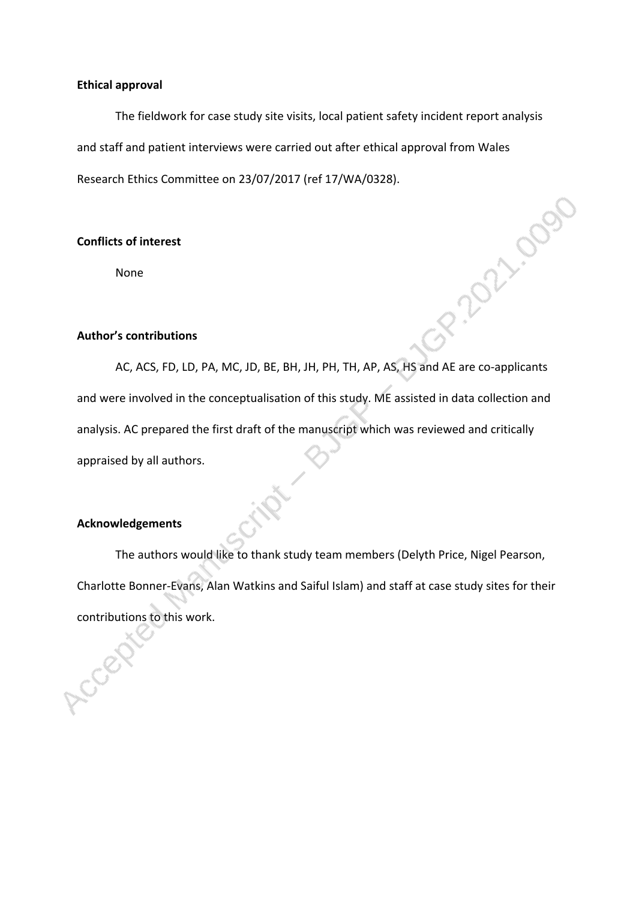**Ethical approval**

The fieldwork for case study site visits, local patient safety incident report analysis and staff and patient interviews were carried out after ethical approval from Wales Research Ethics Committee on 23/07/2017 (ref 17/WA/0328).

**Conflicts of interest**

None

**Author's contributions**

AC, ACS, FD, LD, PA, MC, JD, BE, BH, JH, PH, TH, AP, AS, HS and AE are co-applicants and were involved in the conceptualisation of this study. ME assisted in data collection and analysis. AC prepared the first draft of the manuscript which was reviewed and critically appraised by all authors.

**Acknowledgements**

The authors would like to thank study team members (Delyth Price, Nigel Pearson, Charlotte Bonner-Evans, Alan Watkins and Saiful Islam) and staff at case study sites for their contributions to this work.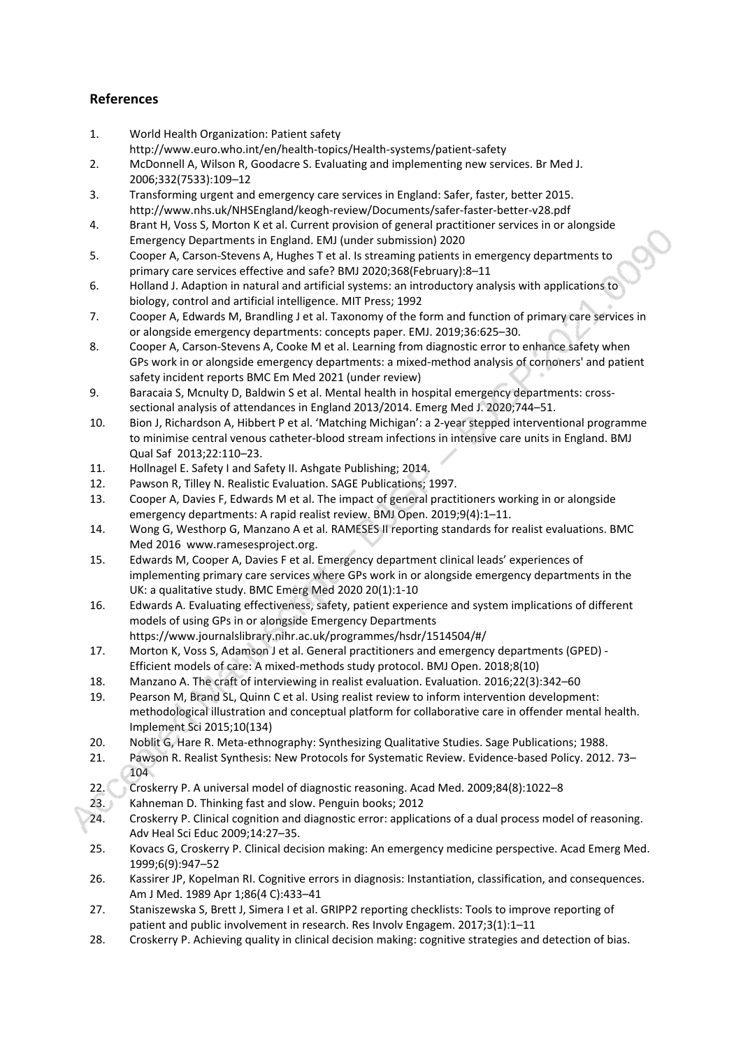## References

1. World Health Organization: Patient safety http://www.euro.who.int/en/health-topics/Health-systems/patient-safety
2. McDonnell A, Wilson R, Goodacre S. Evaluating and implementing new services. Br Med J. 2006;332(7533):109–12
3. Transforming urgent and emergency care services in England: Safer, faster, better 2015. http://www.nhs.uk/NHSEngland/keogh-review/Documents/safer-faster-better-v28.pdf
4. Brant H, Voss S, Morton K et al. Current provision of general practitioner services in or alongside Emergency Departments in England. EMJ (under submission) 2020
5. Cooper A, Carson-Stevens A, Hughes T et al. Is streaming patients in emergency departments to primary care services effective and safe? BMJ 2020;368(February):8–11
6. Holland J. Adaption in natural and artificial systems: an introductory analysis with applications to biology, control and artificial intelligence. MIT Press; 1992
7. Cooper A, Edwards M, Brandling J et al. Taxonomy of the form and function of primary care services in or alongside emergency departments: concepts paper. EMJ. 2019;36:625–30.
8. Cooper A, Carson-Stevens A, Cooke M et al. Learning from diagnostic error to enhance safety when GPs work in or alongside emergency departments: a mixed-method analysis of cornoners' and patient safety incident reports BMC Em Med 2021 (under review)
9. Baracaia S, Mcnulty D, Baldwin S et al. Mental health in hospital emergency departments: cross-sectional analysis of attendances in England 2013/2014. Emerg Med J. 2020;744–51.
10. Bion J, Richardson A, Hibbert P et al. 'Matching Michigan': a 2-year stepped interventional programme to minimise central venous catheter-blood stream infections in intensive care units in England. BMJ Qual Saf 2013;22:110–23.
11. Hollnagel E. Safety I and Safety II. Ashgate Publishing; 2014.
12. Pawson R, Tilley N. Realistic Evaluation. SAGE Publications; 1997.
13. Cooper A, Davies F, Edwards M et al. The impact of general practitioners working in or alongside emergency departments: A rapid realist review. BMJ Open. 2019;9(4):1–11.
14. Wong G, Westhorp G, Manzano A et al. RAMESES II reporting standards for realist evaluations. BMC Med 2016 www.ramesesproject.org.
15. Edwards M, Cooper A, Davies F et al. Emergency department clinical leads' experiences of implementing primary care services where GPs work in or alongside emergency departments in the UK: a qualitative study. BMC Emerg Med 2020 20(1):1-10
16. Edwards A. Evaluating effectiveness, safety, patient experience and system implications of different models of using GPs in or alongside Emergency Departments https://www.journalslibrary.nihr.ac.uk/programmes/hsdr/1514504/#/
17. Morton K, Voss S, Adamson J et al. General practitioners and emergency departments (GPED) - Efficient models of care: A mixed-methods study protocol. BMJ Open. 2018;8(10)
18. Manzano A. The craft of interviewing in realist evaluation. Evaluation. 2016;22(3):342–60
19. Pearson M, Brand SL, Quinn C et al. Using realist review to inform intervention development: methodological illustration and conceptual platform for collaborative care in offender mental health. Implement Sci 2015;10(134)
20. Noblit G, Hare R. Meta-ethnography: Synthesizing Qualitative Studies. Sage Publications; 1988.
21. Pawson R. Realist Synthesis: New Protocols for Systematic Review. Evidence-based Policy. 2012. 73–104
22. Croskerry P. A universal model of diagnostic reasoning. Acad Med. 2009;84(8):1022–8
23. Kahneman D. Thinking fast and slow. Penguin books; 2012
24. Croskerry P. Clinical cognition and diagnostic error: applications of a dual process model of reasoning. Adv Heal Sci Educ 2009;14:27–35.
25. Kovacs G, Croskerry P. Clinical decision making: An emergency medicine perspective. Acad Emerg Med. 1999;6(9):947–52
26. Kassirer JP, Kopelman RI. Cognitive errors in diagnosis: Instantiation, classification, and consequences. Am J Med. 1989 Apr 1;86(4 C):433–41
27. Staniszewska S, Brett J, Simera I et al. GRIPP2 reporting checklists: Tools to improve reporting of patient and public involvement in research. Res Involv Engagem. 2017;3(1):1–11
28. Croskerry P. Achieving quality in clinical decision making: cognitive strategies and detection of bias.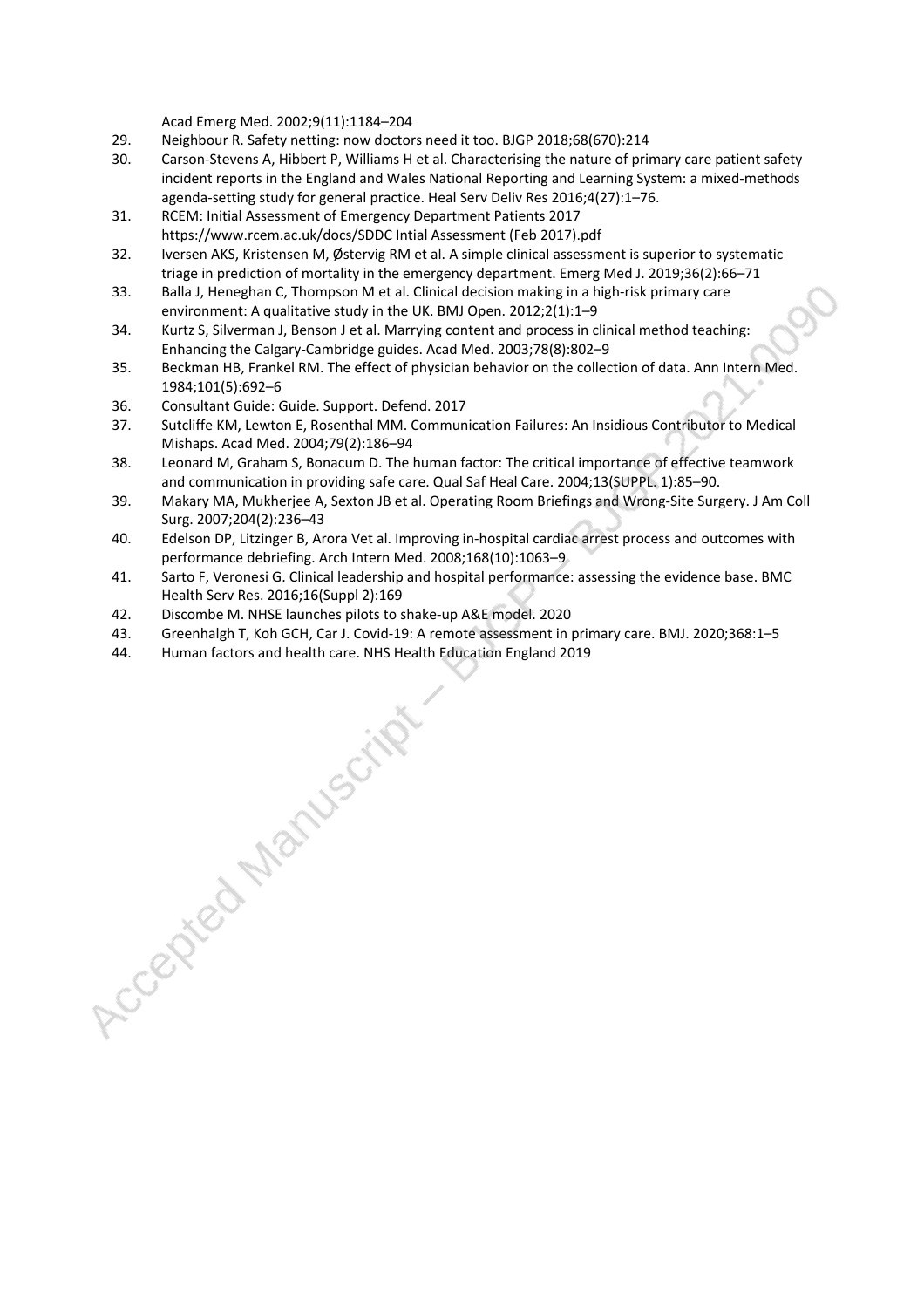Acad Emerg Med. 2002;9(11):1184–204

29. Neighbour R. Safety netting: now doctors need it too. BJGP 2018;68(670):214
30. Carson-Stevens A, Hibbert P, Williams H et al. Characterising the nature of primary care patient safety incident reports in the England and Wales National Reporting and Learning System: a mixed-methods agenda-setting study for general practice. Heal Serv Deliv Res 2016;4(27):1–76.
31. RCEM: Initial Assessment of Emergency Department Patients 2017 https://www.rcem.ac.uk/docs/SDDC Intial Assessment (Feb 2017).pdf
32. Iversen AKS, Kristensen M, Østervig RM et al. A simple clinical assessment is superior to systematic triage in prediction of mortality in the emergency department. Emerg Med J. 2019;36(2):66–71
33. Balla J, Heneghan C, Thompson M et al. Clinical decision making in a high-risk primary care environment: A qualitative study in the UK. BMJ Open. 2012;2(1):1–9
34. Kurtz S, Silverman J, Benson J et al. Marrying content and process in clinical method teaching: Enhancing the Calgary-Cambridge guides. Acad Med. 2003;78(8):802–9
35. Beckman HB, Frankel RM. The effect of physician behavior on the collection of data. Ann Intern Med. 1984;101(5):692–6
36. Consultant Guide: Guide. Support. Defend. 2017
37. Sutcliffe KM, Lewton E, Rosenthal MM. Communication Failures: An Insidious Contributor to Medical Mishaps. Acad Med. 2004;79(2):186–94
38. Leonard M, Graham S, Bonacum D. The human factor: The critical importance of effective teamwork and communication in providing safe care. Qual Saf Heal Care. 2004;13(SUPPL. 1):85–90.
39. Makary MA, Mukherjee A, Sexton JB et al. Operating Room Briefings and Wrong-Site Surgery. J Am Coll Surg. 2007;204(2):236–43
40. Edelson DP, Litzinger B, Arora Vet al. Improving in-hospital cardiac arrest process and outcomes with performance debriefing. Arch Intern Med. 2008;168(10):1063–9
41. Sarto F, Veronesi G. Clinical leadership and hospital performance: assessing the evidence base. BMC Health Serv Res. 2016;16(Suppl 2):169
42. Discombe M. NHSE launches pilots to shake-up A&E model. 2020
43. Greenhalgh T, Koh GCH, Car J. Covid-19: A remote assessment in primary care. BMJ. 2020;368:1–5
44. Human factors and health care. NHS Health Education England 2019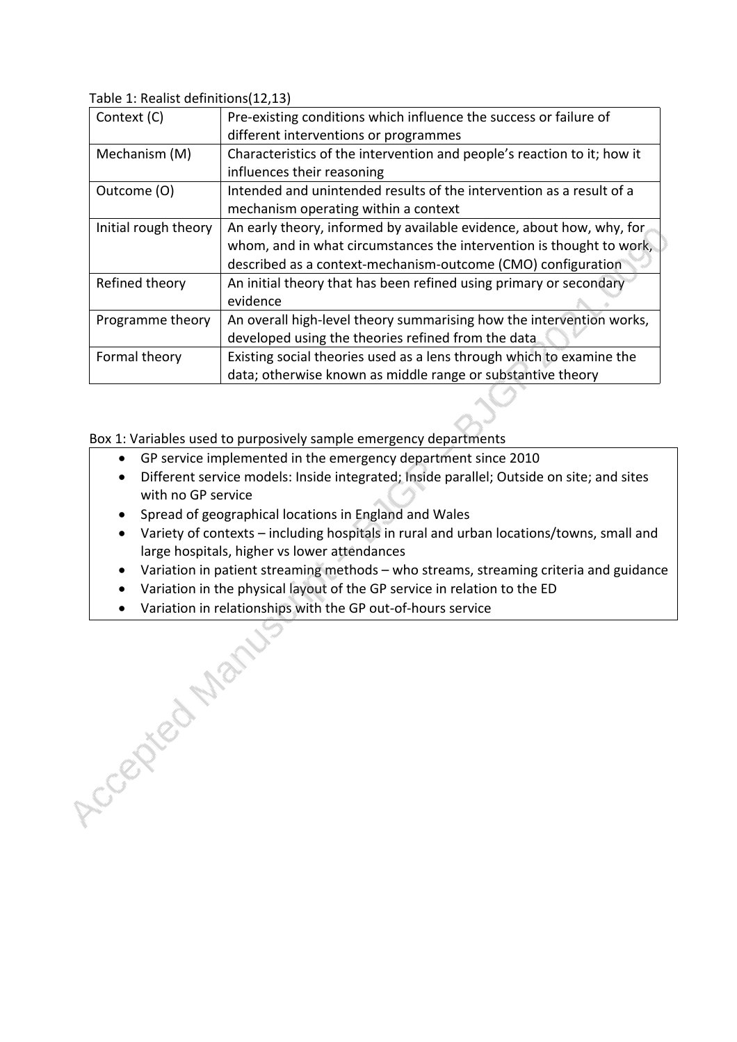Table 1: Realist definitions(12,13)

| | |
|---|---|
| Context (C) | Pre-existing conditions which influence the success or failure of different interventions or programmes |
| Mechanism (M) | Characteristics of the intervention and people's reaction to it; how it influences their reasoning |
| Outcome (O) | Intended and unintended results of the intervention as a result of a mechanism operating within a context |
| Initial rough theory | An early theory, informed by available evidence, about how, why, for whom, and in what circumstances the intervention is thought to work, described as a context-mechanism-outcome (CMO) configuration |
| Refined theory | An initial theory that has been refined using primary or secondary evidence |
| Programme theory | An overall high-level theory summarising how the intervention works, developed using the theories refined from the data |
| Formal theory | Existing social theories used as a lens through which to examine the data; otherwise known as middle range or substantive theory |

Box 1: Variables used to purposively sample emergency departments

- GP service implemented in the emergency department since 2010
- Different service models: Inside integrated; Inside parallel; Outside on site; and sites with no GP service
- Spread of geographical locations in England and Wales
- Variety of contexts – including hospitals in rural and urban locations/towns, small and large hospitals, higher vs lower attendances
- Variation in patient streaming methods – who streams, streaming criteria and guidance
- Variation in the physical layout of the GP service in relation to the ED
- Variation in relationships with the GP out-of-hours service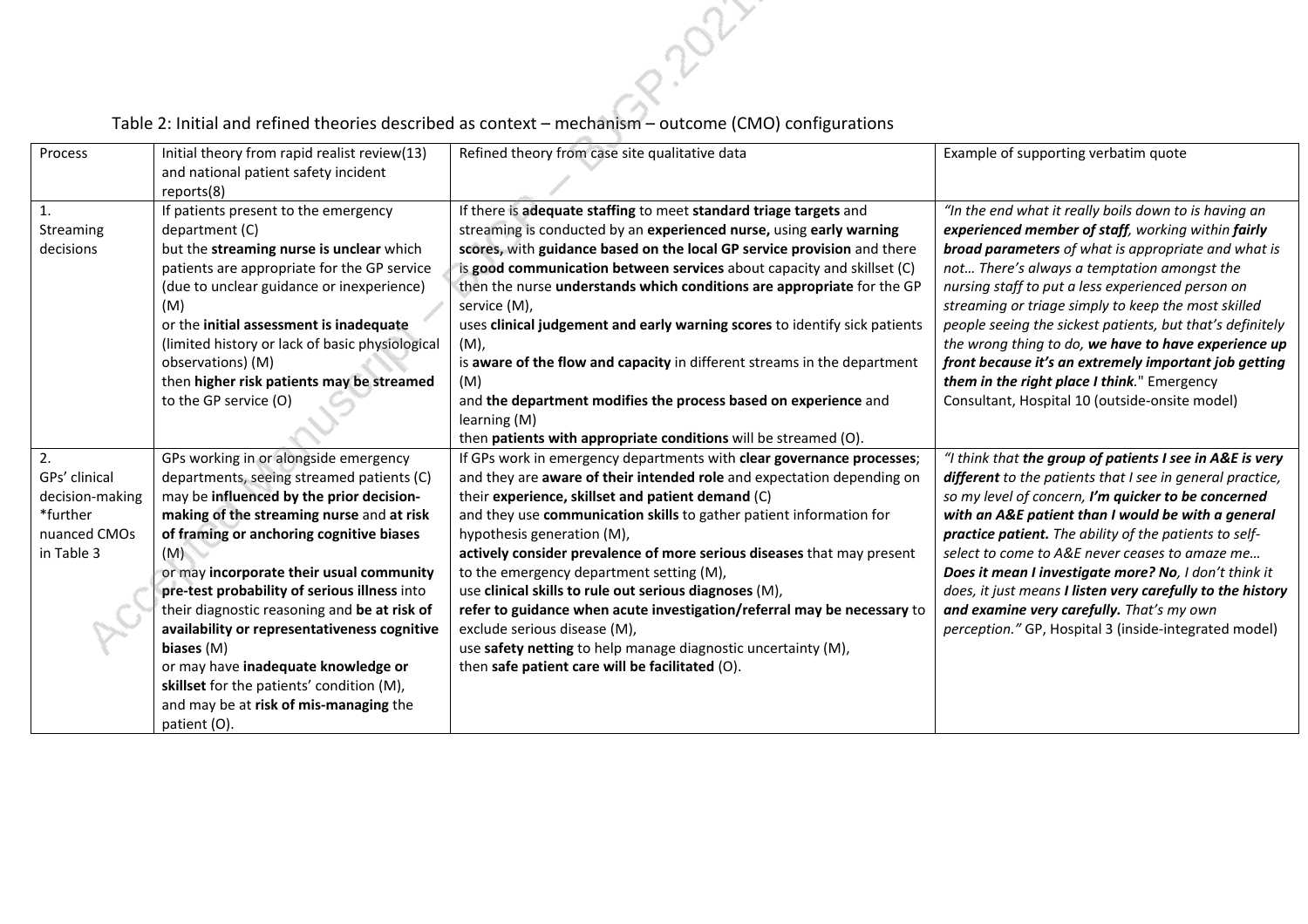Table 2: Initial and refined theories described as context – mechanism – outcome (CMO) configurations

| Process | Initial theory from rapid realist review(13) and national patient safety incident reports(8) | Refined theory from case site qualitative data | Example of supporting verbatim quote |
|---|---|---|---|
| 1. Streaming decisions | If patients present to the emergency department (C) but the **streaming nurse is unclear** which patients are appropriate for the GP service (due to unclear guidance or inexperience) (M) or the **initial assessment is inadequate** (limited history or lack of basic physiological observations) (M) then **higher risk patients may be streamed** to the GP service (O) | If there is **adequate staffing** to meet **standard triage targets** and streaming is conducted by an **experienced nurse,** using **early warning scores,** with **guidance based on the local GP service provision** and there is **good communication between services** about capacity and skillset (C) then the nurse **understands which conditions are appropriate** for the GP service (M), uses **clinical judgement and early warning scores** to identify sick patients (M), is **aware of the flow and capacity** in different streams in the department (M) and **the department modifies the process based on experience** and learning (M) then **patients with appropriate conditions** will be streamed (O). | *"In the end what it really boils down to is having an* ***experienced member of staff****, working within* ***fairly broad parameters*** *of what is appropriate and what is not… There's always a temptation amongst the nursing staff to put a less experienced person on streaming or triage simply to keep the most skilled people seeing the sickest patients, but that's definitely the wrong thing to do,* ***we have to have experience up front because it's an extremely important job getting them in the right place I think****."* Emergency Consultant, Hospital 10 (outside-onsite model) |
| 2. GPs' clinical decision-making *further nuanced CMOs in Table 3 | GPs working in or alongside emergency departments, seeing streamed patients (C) may be **influenced by the prior decision-making of the streaming nurse** and **at risk of framing or anchoring cognitive biases** (M) or may **incorporate their usual community pre-test probability of serious illness** into their diagnostic reasoning and **be at risk of availability or representativeness cognitive biases** (M) or may have **inadequate knowledge or skillset** for the patients' condition (M), and may be at **risk of mis-managing** the patient (O). | If GPs work in emergency departments with **clear governance processes**; and they are **aware of their intended role** and expectation depending on their **experience, skillset and patient demand** (C) and they use **communication skills** to gather patient information for hypothesis generation (M), **actively consider prevalence of more serious diseases** that may present to the emergency department setting (M), use **clinical skills to rule out serious diagnoses** (M), **refer to guidance when acute investigation/referral may be necessary** to exclude serious disease (M), use **safety netting** to help manage diagnostic uncertainty (M), then **safe patient care will be facilitated** (O). | *"I think that* ***the group of patients I see in A&E is very different*** *to the patients that I see in general practice, so my level of concern,* ***I'm quicker to be concerned with an A&E patient than I would be with a general practice patient.*** *The ability of the patients to self-select to come to A&E never ceases to amaze me…* ***Does it mean I investigate more? No****, I don't think it does, it just means* ***I listen very carefully to the history and examine very carefully.*** *That's my own perception."* GP, Hospital 3 (inside-integrated model) |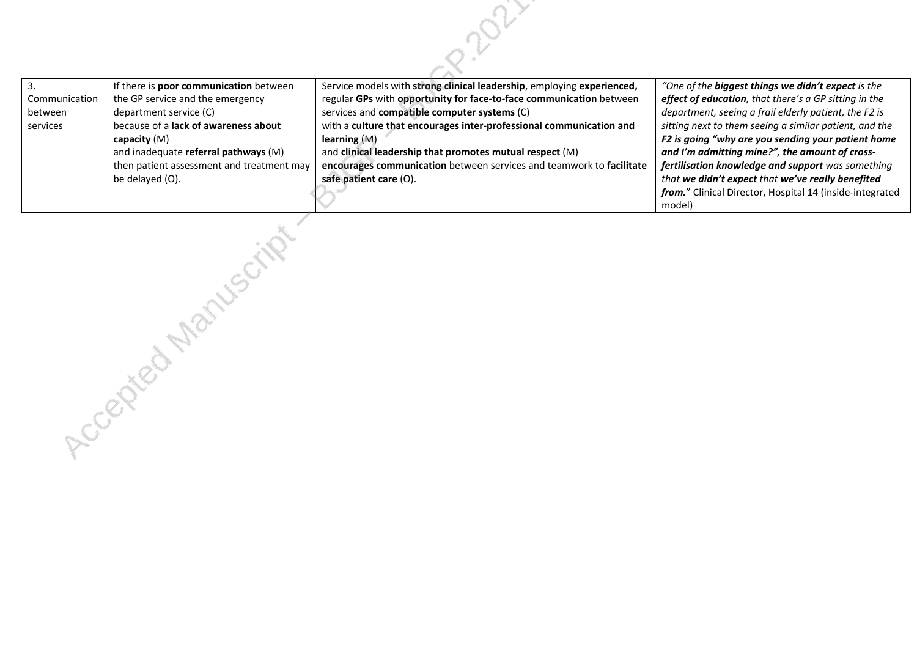| 3. Communication between services | If there is **poor communication** between the GP service and the emergency department service (C) because of a **lack of awareness about capacity** (M) and inadequate **referral pathways** (M) then patient assessment and treatment may be delayed (O). | Service models with **strong clinical leadership**, employing **experienced,** regular **GPs** with **opportunity for face-to-face communication** between services and **compatible computer systems** (C) with a **culture that encourages inter-professional communication and learning** (M) and **clinical leadership that promotes mutual respect** (M) **encourages communication** between services and teamwork to **facilitate safe patient care** (O). | *"One of the **biggest things we didn't expect** is the **effect of education**, that there's a GP sitting in the department, seeing a frail elderly patient, the F2 is sitting next to them seeing a similar patient, and the **F2 is going "why are you sending your patient home and I'm admitting mine?", the amount of cross-fertilisation knowledge and support** was something that **we didn't expect** that **we've really benefited from.**"* Clinical Director, Hospital 14 (inside-integrated model) |
|---|---|---|---|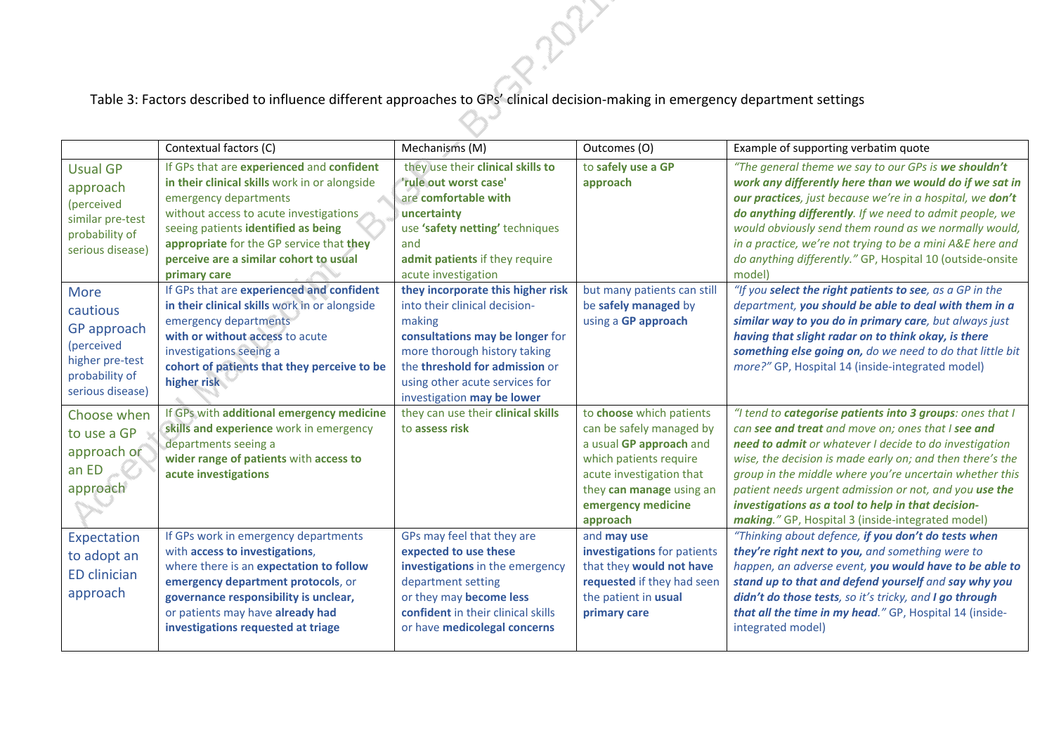Table 3: Factors described to influence different approaches to GPs' clinical decision-making in emergency department settings

| | Contextual factors (C) | Mechanisms (M) | Outcomes (O) | Example of supporting verbatim quote |
|---|---|---|---|---|
| Usual GP approach (perceived similar pre-test probability of serious disease) | If GPs that are **experienced** and **confident in their clinical skills** work in or alongside emergency departments without access to acute investigations seeing patients **identified as being appropriate** for the GP service that **they perceive are a similar cohort to usual primary care** | they use their **clinical skills to 'rule out worst case'** are **comfortable with uncertainty** use **'safety netting'** techniques and **admit patients** if they require acute investigation | to **safely use a GP approach** | *"The general theme we say to our GPs is **we shouldn't work any differently here than we would do if we sat in our practices**, just because we're in a hospital, we **don't do anything differently**. If we need to admit people, we would obviously send them round as we normally would, in a practice, we're not trying to be a mini A&E here and do anything differently."* GP, Hospital 10 (outside-onsite model) |
| More cautious GP approach (perceived higher pre-test probability of serious disease) | If GPs that are **experienced and confident in their clinical skills** work in or alongside emergency departments **with or without access** to acute investigations seeing a **cohort of patients that they perceive to be higher risk** | **they incorporate this higher risk** into their clinical decision-making **consultations may be longer** for more thorough history taking the **threshold for admission** or using other acute services for investigation **may be lower** | but many patients can still be **safely managed** by using a **GP approach** | *"If you **select the right patients to see**, as a GP in the department, **you should be able to deal with them in a similar way to you do in primary care**, but always just **having that slight radar on to think okay, is there something else going on,** do we need to do that little bit more?"* GP, Hospital 14 (inside-integrated model) |
| Choose when to use a GP approach or an ED approach | If GPs with **additional emergency medicine skills and experience** work in emergency departments seeing a **wider range of patients** with **access to acute investigations** | they can use their **clinical skills** to **assess risk** | to **choose** which patients can be safely managed by a usual **GP approach** and which patients require acute investigation that they **can manage** using an **emergency medicine approach** | *"I tend to **categorise patients into 3 groups**: ones that I can **see and treat** and move on; ones that I **see and need to admit** or whatever I decide to do investigation wise, the decision is made early on; and then there's the group in the middle where you're uncertain whether this patient needs urgent admission or not, and you **use the investigations as a tool to help in that decision-making**."* GP, Hospital 3 (inside-integrated model) |
| Expectation to adopt an ED clinician approach | If GPs work in emergency departments with **access to investigations**, where there is an **expectation to follow emergency department protocols**, or **governance responsibility is unclear,** or patients may have **already had investigations requested at triage** | GPs may feel that they are **expected to use these investigations** in the emergency department setting or they may **become less confident** in their clinical skills or have **medicolegal concerns** | and **may use investigations** for patients that they **would not have requested** if they had seen the patient in **usual primary care** | *"Thinking about defence, **if you don't do tests when they're right next to you,** and something were to happen, an adverse event, **you would have to be able to stand up to that and defend yourself** and **say why you didn't do those tests**, so it's tricky, and **I go through that all the time in my head**."* GP, Hospital 14 (inside-integrated model) |